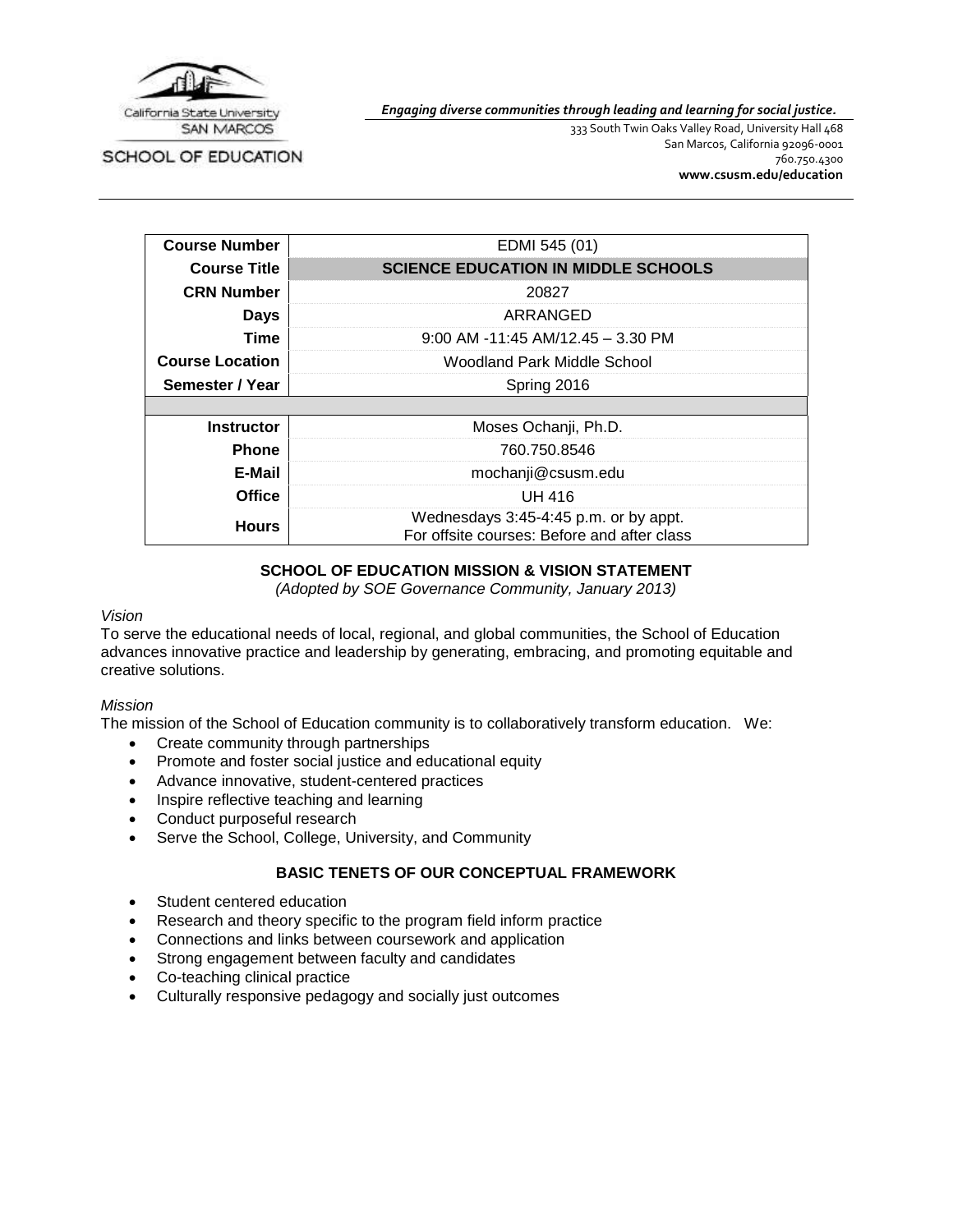California State University SAN MARCOS

SCHOOL OF EDUCATION

***Engaging diverse communities through leading and learning for social justice.***

333 South Twin Oaks Valley Road, University Hall 468
San Marcos, California 92096-0001
760.750.4300
**www.csusm.edu/education**

| | |
|---|---|
| **Course Number** | EDMI 545 (01) |
| **Course Title** | **SCIENCE EDUCATION IN MIDDLE SCHOOLS** |
| **CRN Number** | 20827 |
| **Days** | ARRANGED |
| **Time** | 9:00 AM -11:45 AM/12.45 – 3.30 PM |
| **Course Location** | Woodland Park Middle School |
| **Semester / Year** | Spring 2016 |
| | |
| **Instructor** | Moses Ochanji, Ph.D. |
| **Phone** | 760.750.8546 |
| **E-Mail** | mochanji@csusm.edu |
| **Office** | UH 416 |
| **Hours** | Wednesdays 3:45-4:45 p.m. or by appt.<br>For offsite courses: Before and after class |

## SCHOOL OF EDUCATION MISSION & VISION STATEMENT

*(Adopted by SOE Governance Community, January 2013)*

*Vision*

To serve the educational needs of local, regional, and global communities, the School of Education advances innovative practice and leadership by generating, embracing, and promoting equitable and creative solutions.

*Mission*

The mission of the School of Education community is to collaboratively transform education. We:

- Create community through partnerships
- Promote and foster social justice and educational equity
- Advance innovative, student-centered practices
- Inspire reflective teaching and learning
- Conduct purposeful research
- Serve the School, College, University, and Community

## BASIC TENETS OF OUR CONCEPTUAL FRAMEWORK

- Student centered education
- Research and theory specific to the program field inform practice
- Connections and links between coursework and application
- Strong engagement between faculty and candidates
- Co-teaching clinical practice
- Culturally responsive pedagogy and socially just outcomes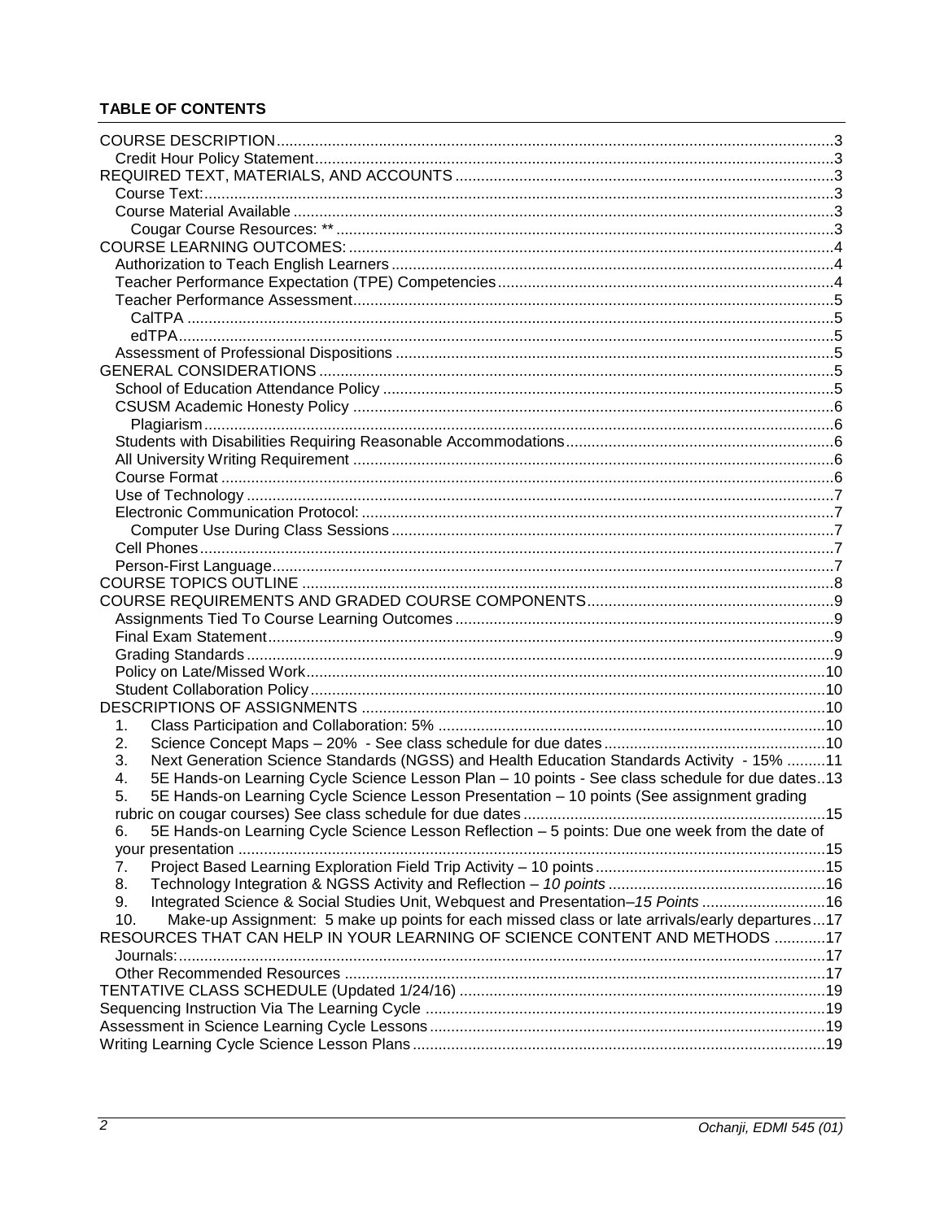## TABLE OF CONTENTS

- COURSE DESCRIPTION ....... 3
  - Credit Hour Policy Statement ....... 3
- REQUIRED TEXT, MATERIALS, AND ACCOUNTS ....... 3
  - Course Text: ....... 3
  - Course Material Available ....... 3
    - Cougar Course Resources: ** ....... 3
- COURSE LEARNING OUTCOMES: ....... 4
  - Authorization to Teach English Learners ....... 4
  - Teacher Performance Expectation (TPE) Competencies ....... 4
  - Teacher Performance Assessment ....... 5
    - CalTPA ....... 5
    - edTPA ....... 5
  - Assessment of Professional Dispositions ....... 5
- GENERAL CONSIDERATIONS ....... 5
  - School of Education Attendance Policy ....... 5
  - CSUSM Academic Honesty Policy ....... 6
    - Plagiarism ....... 6
  - Students with Disabilities Requiring Reasonable Accommodations ....... 6
  - All University Writing Requirement ....... 6
  - Course Format ....... 6
  - Use of Technology ....... 7
  - Electronic Communication Protocol: ....... 7
    - Computer Use During Class Sessions ....... 7
  - Cell Phones ....... 7
  - Person-First Language ....... 7
- COURSE TOPICS OUTLINE ....... 8
- COURSE REQUIREMENTS AND GRADED COURSE COMPONENTS ....... 9
  - Assignments Tied To Course Learning Outcomes ....... 9
  - Final Exam Statement ....... 9
  - Grading Standards ....... 9
  - Policy on Late/Missed Work ....... 10
  - Student Collaboration Policy ....... 10
- DESCRIPTIONS OF ASSIGNMENTS ....... 10
  1. Class Participation and Collaboration: 5% ....... 10
  2. Science Concept Maps – 20% - See class schedule for due dates ....... 10
  3. Next Generation Science Standards (NGSS) and Health Education Standards Activity - 15% ....... 11
  4. 5E Hands-on Learning Cycle Science Lesson Plan – 10 points - See class schedule for due dates ....... 13
  5. 5E Hands-on Learning Cycle Science Lesson Presentation – 10 points (See assignment grading rubric on cougar courses) See class schedule for due dates ....... 15
  6. 5E Hands-on Learning Cycle Science Lesson Reflection – 5 points: Due one week from the date of your presentation ....... 15
  7. Project Based Learning Exploration Field Trip Activity – 10 points ....... 15
  8. Technology Integration & NGSS Activity and Reflection – *10 points* ....... 16
  9. Integrated Science & Social Studies Unit, Webquest and Presentation–*15 Points* ....... 16
  10. Make-up Assignment: 5 make up points for each missed class or late arrivals/early departures ....... 17
- RESOURCES THAT CAN HELP IN YOUR LEARNING OF SCIENCE CONTENT AND METHODS ....... 17
  - Journals: ....... 17
  - Other Recommended Resources ....... 17
- TENTATIVE CLASS SCHEDULE (Updated 1/24/16) ....... 19
- Sequencing Instruction Via The Learning Cycle ....... 19
- Assessment in Science Learning Cycle Lessons ....... 19
- Writing Learning Cycle Science Lesson Plans ....... 19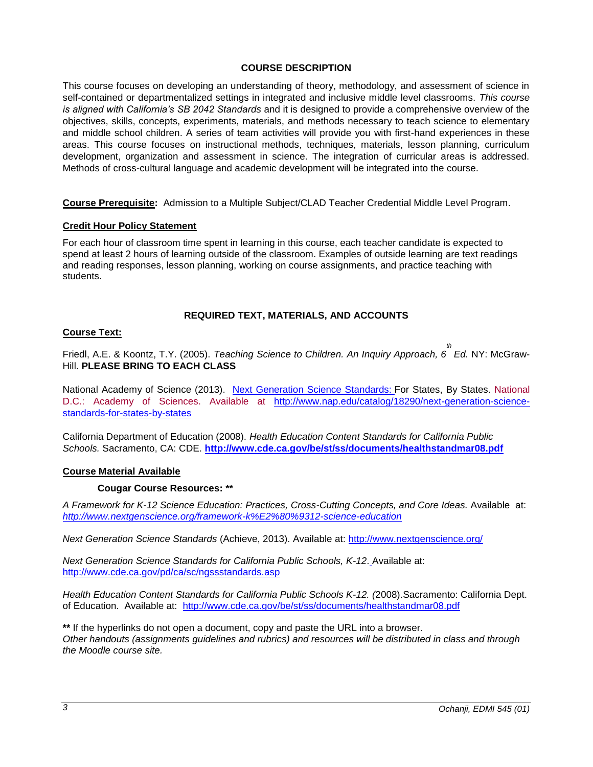## COURSE DESCRIPTION

This course focuses on developing an understanding of theory, methodology, and assessment of science in self-contained or departmentalized settings in integrated and inclusive middle level classrooms. *This course is aligned with California's SB 2042 Standards* and it is designed to provide a comprehensive overview of the objectives, skills, concepts, experiments, materials, and methods necessary to teach science to elementary and middle school children. A series of team activities will provide you with first-hand experiences in these areas. This course focuses on instructional methods, techniques, materials, lesson planning, curriculum development, organization and assessment in science. The integration of curricular areas is addressed. Methods of cross-cultural language and academic development will be integrated into the course.

**Course Prerequisite:** Admission to a Multiple Subject/CLAD Teacher Credential Middle Level Program.

**Credit Hour Policy Statement**

For each hour of classroom time spent in learning in this course, each teacher candidate is expected to spend at least 2 hours of learning outside of the classroom. Examples of outside learning are text readings and reading responses, lesson planning, working on course assignments, and practice teaching with students.

## REQUIRED TEXT, MATERIALS, AND ACCOUNTS

**Course Text:**

Friedl, A.E. & Koontz, T.Y. (2005). *Teaching Science to Children. An Inquiry Approach, 6th Ed.* NY: McGraw-Hill. **PLEASE BRING TO EACH CLASS**

National Academy of Science (2013). Next Generation Science Standards: For States, By States. National D.C.: Academy of Sciences. Available at http://www.nap.edu/catalog/18290/next-generation-science-standards-for-states-by-states

California Department of Education (2008). *Health Education Content Standards for California Public Schools.* Sacramento, CA: CDE. **http://www.cde.ca.gov/be/st/ss/documents/healthstandmar08.pdf**

**Course Material Available**

**Cougar Course Resources: ****

*A Framework for K-12 Science Education: Practices, Cross-Cutting Concepts, and Core Ideas.* Available at: *http://www.nextgenscience.org/framework-k%E2%80%9312-science-education*

*Next Generation Science Standards* (Achieve, 2013). Available at: http://www.nextgenscience.org/

*Next Generation Science Standards for California Public Schools, K-12*. Available at: http://www.cde.ca.gov/pd/ca/sc/ngssstandards.asp

*Health Education Content Standards for California Public Schools K-12. (*2008).Sacramento: California Dept. of Education. Available at: http://www.cde.ca.gov/be/st/ss/documents/healthstandmar08.pdf

**** If the hyperlinks do not open a document, copy and paste the URL into a browser.
*Other handouts (assignments guidelines and rubrics) and resources will be distributed in class and through the Moodle course site.*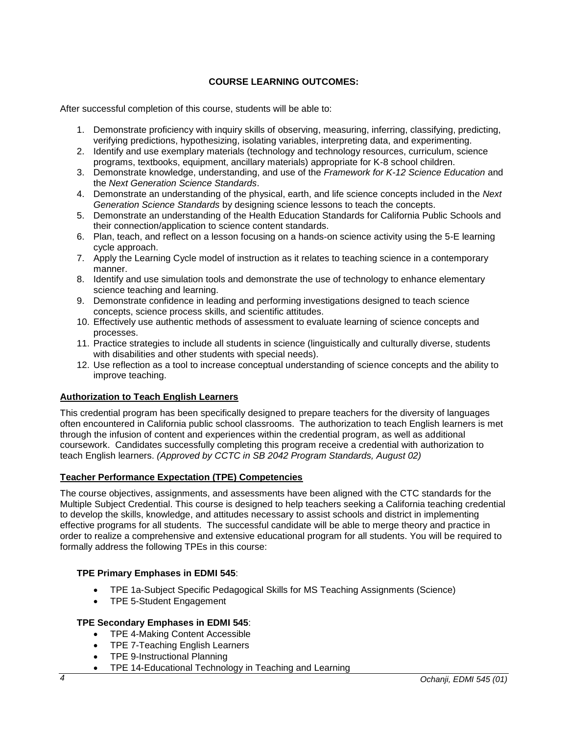## COURSE LEARNING OUTCOMES:

After successful completion of this course, students will be able to:

1. Demonstrate proficiency with inquiry skills of observing, measuring, inferring, classifying, predicting, verifying predictions, hypothesizing, isolating variables, interpreting data, and experimenting.
2. Identify and use exemplary materials (technology and technology resources, curriculum, science programs, textbooks, equipment, ancillary materials) appropriate for K-8 school children.
3. Demonstrate knowledge, understanding, and use of the *Framework for K-12 Science Education* and the *Next Generation Science Standards*.
4. Demonstrate an understanding of the physical, earth, and life science concepts included in the *Next Generation Science Standards* by designing science lessons to teach the concepts.
5. Demonstrate an understanding of the Health Education Standards for California Public Schools and their connection/application to science content standards.
6. Plan, teach, and reflect on a lesson focusing on a hands-on science activity using the 5-E learning cycle approach.
7. Apply the Learning Cycle model of instruction as it relates to teaching science in a contemporary manner.
8. Identify and use simulation tools and demonstrate the use of technology to enhance elementary science teaching and learning.
9. Demonstrate confidence in leading and performing investigations designed to teach science concepts, science process skills, and scientific attitudes.
10. Effectively use authentic methods of assessment to evaluate learning of science concepts and processes.
11. Practice strategies to include all students in science (linguistically and culturally diverse, students with disabilities and other students with special needs).
12. Use reflection as a tool to increase conceptual understanding of science concepts and the ability to improve teaching.

### Authorization to Teach English Learners

This credential program has been specifically designed to prepare teachers for the diversity of languages often encountered in California public school classrooms. The authorization to teach English learners is met through the infusion of content and experiences within the credential program, as well as additional coursework. Candidates successfully completing this program receive a credential with authorization to teach English learners. *(Approved by CCTC in SB 2042 Program Standards, August 02)*

### Teacher Performance Expectation (TPE) Competencies

The course objectives, assignments, and assessments have been aligned with the CTC standards for the Multiple Subject Credential. This course is designed to help teachers seeking a California teaching credential to develop the skills, knowledge, and attitudes necessary to assist schools and district in implementing effective programs for all students. The successful candidate will be able to merge theory and practice in order to realize a comprehensive and extensive educational program for all students. You will be required to formally address the following TPEs in this course:

**TPE Primary Emphases in EDMI 545**:

- TPE 1a-Subject Specific Pedagogical Skills for MS Teaching Assignments (Science)
- TPE 5-Student Engagement

**TPE Secondary Emphases in EDMI 545**:

- TPE 4-Making Content Accessible
- TPE 7-Teaching English Learners
- TPE 9-Instructional Planning
- TPE 14-Educational Technology in Teaching and Learning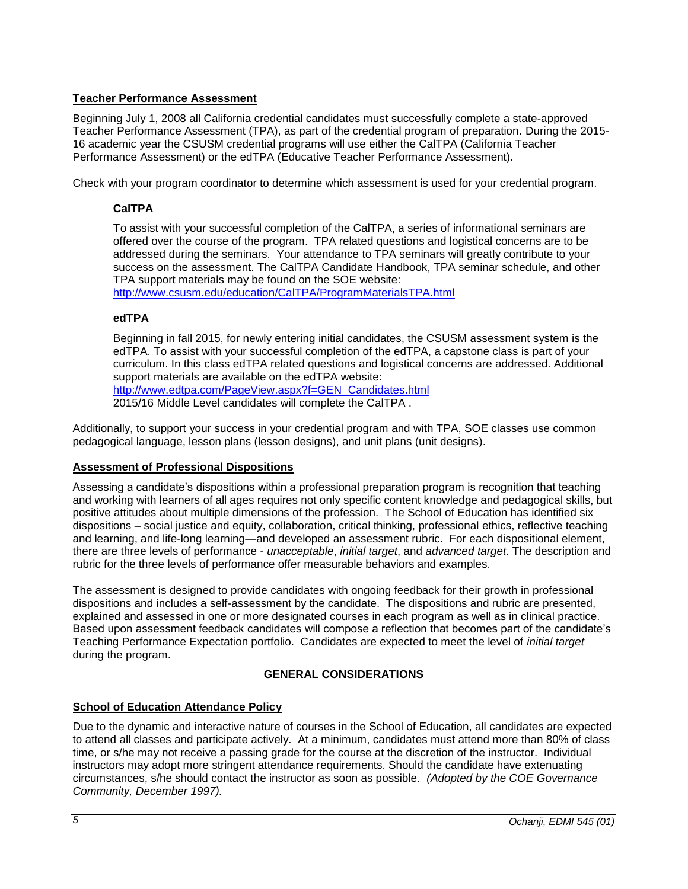## Teacher Performance Assessment

Beginning July 1, 2008 all California credential candidates must successfully complete a state-approved Teacher Performance Assessment (TPA), as part of the credential program of preparation. During the 2015-16 academic year the CSUSM credential programs will use either the CalTPA (California Teacher Performance Assessment) or the edTPA (Educative Teacher Performance Assessment).

Check with your program coordinator to determine which assessment is used for your credential program.

### CalTPA

To assist with your successful completion of the CalTPA, a series of informational seminars are offered over the course of the program. TPA related questions and logistical concerns are to be addressed during the seminars. Your attendance to TPA seminars will greatly contribute to your success on the assessment. The CalTPA Candidate Handbook, TPA seminar schedule, and other TPA support materials may be found on the SOE website:
http://www.csusm.edu/education/CalTPA/ProgramMaterialsTPA.html

### edTPA

Beginning in fall 2015, for newly entering initial candidates, the CSUSM assessment system is the edTPA. To assist with your successful completion of the edTPA, a capstone class is part of your curriculum. In this class edTPA related questions and logistical concerns are addressed. Additional support materials are available on the edTPA website:
http://www.edtpa.com/PageView.aspx?f=GEN_Candidates.html
2015/16 Middle Level candidates will complete the CalTPA .

Additionally, to support your success in your credential program and with TPA, SOE classes use common pedagogical language, lesson plans (lesson designs), and unit plans (unit designs).

## Assessment of Professional Dispositions

Assessing a candidate's dispositions within a professional preparation program is recognition that teaching and working with learners of all ages requires not only specific content knowledge and pedagogical skills, but positive attitudes about multiple dimensions of the profession. The School of Education has identified six dispositions – social justice and equity, collaboration, critical thinking, professional ethics, reflective teaching and learning, and life-long learning—and developed an assessment rubric. For each dispositional element, there are three levels of performance - *unacceptable*, *initial target*, and *advanced target*. The description and rubric for the three levels of performance offer measurable behaviors and examples.

The assessment is designed to provide candidates with ongoing feedback for their growth in professional dispositions and includes a self-assessment by the candidate. The dispositions and rubric are presented, explained and assessed in one or more designated courses in each program as well as in clinical practice. Based upon assessment feedback candidates will compose a reflection that becomes part of the candidate's Teaching Performance Expectation portfolio. Candidates are expected to meet the level of *initial target* during the program.

# GENERAL CONSIDERATIONS

## School of Education Attendance Policy

Due to the dynamic and interactive nature of courses in the School of Education, all candidates are expected to attend all classes and participate actively. At a minimum, candidates must attend more than 80% of class time, or s/he may not receive a passing grade for the course at the discretion of the instructor. Individual instructors may adopt more stringent attendance requirements. Should the candidate have extenuating circumstances, s/he should contact the instructor as soon as possible. *(Adopted by the COE Governance Community, December 1997).*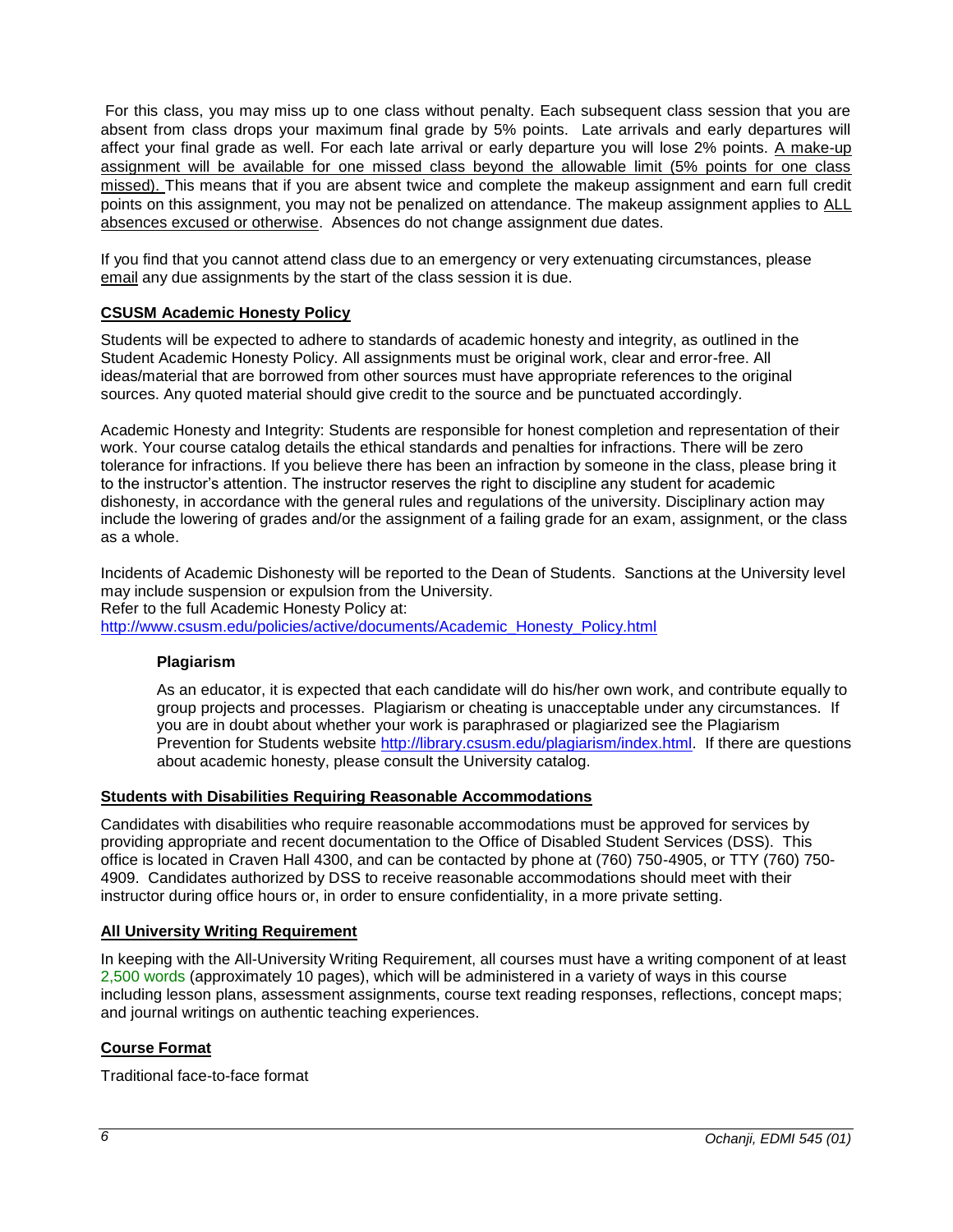For this class, you may miss up to one class without penalty. Each subsequent class session that you are absent from class drops your maximum final grade by 5% points. Late arrivals and early departures will affect your final grade as well. For each late arrival or early departure you will lose 2% points. <u>A make-up assignment will be available for one missed class beyond the allowable limit (5% points for one class missed).</u> This means that if you are absent twice and complete the makeup assignment and earn full credit points on this assignment, you may not be penalized on attendance. The makeup assignment applies to <u>ALL absences excused or otherwise</u>. Absences do not change assignment due dates.

If you find that you cannot attend class due to an emergency or very extenuating circumstances, please <u>email</u> any due assignments by the start of the class session it is due.

### CSUSM Academic Honesty Policy

Students will be expected to adhere to standards of academic honesty and integrity, as outlined in the Student Academic Honesty Policy. All assignments must be original work, clear and error-free. All ideas/material that are borrowed from other sources must have appropriate references to the original sources. Any quoted material should give credit to the source and be punctuated accordingly.

Academic Honesty and Integrity: Students are responsible for honest completion and representation of their work. Your course catalog details the ethical standards and penalties for infractions. There will be zero tolerance for infractions. If you believe there has been an infraction by someone in the class, please bring it to the instructor's attention. The instructor reserves the right to discipline any student for academic dishonesty, in accordance with the general rules and regulations of the university. Disciplinary action may include the lowering of grades and/or the assignment of a failing grade for an exam, assignment, or the class as a whole.

Incidents of Academic Dishonesty will be reported to the Dean of Students. Sanctions at the University level may include suspension or expulsion from the University.
Refer to the full Academic Honesty Policy at:
http://www.csusm.edu/policies/active/documents/Academic_Honesty_Policy.html

#### Plagiarism

As an educator, it is expected that each candidate will do his/her own work, and contribute equally to group projects and processes. Plagiarism or cheating is unacceptable under any circumstances. If you are in doubt about whether your work is paraphrased or plagiarized see the Plagiarism Prevention for Students website http://library.csusm.edu/plagiarism/index.html. If there are questions about academic honesty, please consult the University catalog.

### Students with Disabilities Requiring Reasonable Accommodations

Candidates with disabilities who require reasonable accommodations must be approved for services by providing appropriate and recent documentation to the Office of Disabled Student Services (DSS). This office is located in Craven Hall 4300, and can be contacted by phone at (760) 750-4905, or TTY (760) 750-4909. Candidates authorized by DSS to receive reasonable accommodations should meet with their instructor during office hours or, in order to ensure confidentiality, in a more private setting.

### All University Writing Requirement

In keeping with the All-University Writing Requirement, all courses must have a writing component of at least 2,500 words (approximately 10 pages), which will be administered in a variety of ways in this course including lesson plans, assessment assignments, course text reading responses, reflections, concept maps; and journal writings on authentic teaching experiences.

### Course Format

Traditional face-to-face format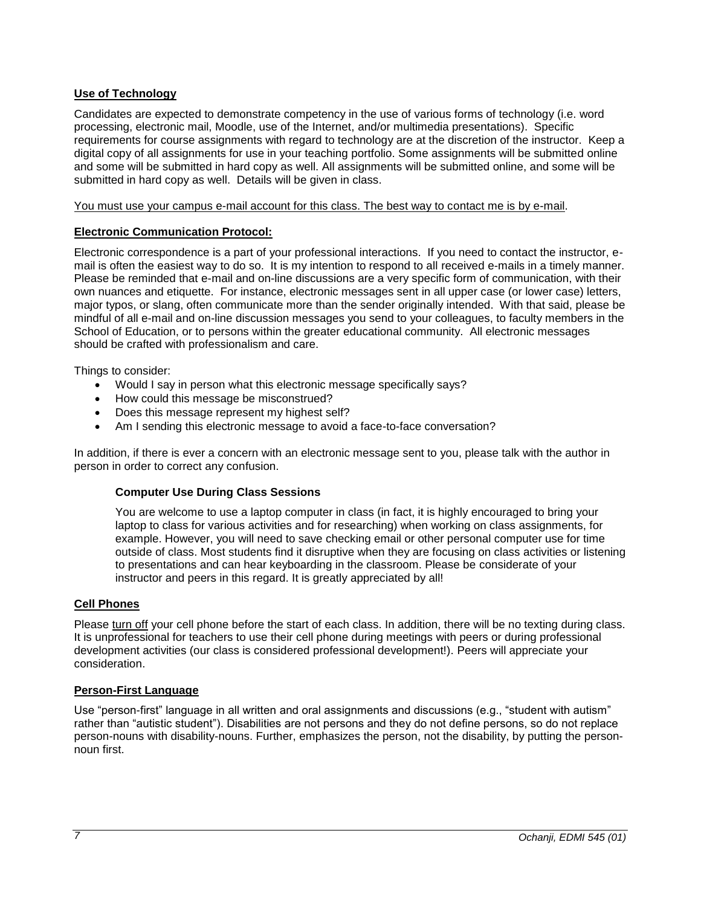### **Use of Technology**

Candidates are expected to demonstrate competency in the use of various forms of technology (i.e. word processing, electronic mail, Moodle, use of the Internet, and/or multimedia presentations). Specific requirements for course assignments with regard to technology are at the discretion of the instructor. Keep a digital copy of all assignments for use in your teaching portfolio. Some assignments will be submitted online and some will be submitted in hard copy as well. All assignments will be submitted online, and some will be submitted in hard copy as well. Details will be given in class.

You must use your campus e-mail account for this class. The best way to contact me is by e-mail.

### **Electronic Communication Protocol:**

Electronic correspondence is a part of your professional interactions. If you need to contact the instructor, e-mail is often the easiest way to do so. It is my intention to respond to all received e-mails in a timely manner. Please be reminded that e-mail and on-line discussions are a very specific form of communication, with their own nuances and etiquette. For instance, electronic messages sent in all upper case (or lower case) letters, major typos, or slang, often communicate more than the sender originally intended. With that said, please be mindful of all e-mail and on-line discussion messages you send to your colleagues, to faculty members in the School of Education, or to persons within the greater educational community. All electronic messages should be crafted with professionalism and care.

Things to consider:

- Would I say in person what this electronic message specifically says?
- How could this message be misconstrued?
- Does this message represent my highest self?
- Am I sending this electronic message to avoid a face-to-face conversation?

In addition, if there is ever a concern with an electronic message sent to you, please talk with the author in person in order to correct any confusion.

#### **Computer Use During Class Sessions**

You are welcome to use a laptop computer in class (in fact, it is highly encouraged to bring your laptop to class for various activities and for researching) when working on class assignments, for example. However, you will need to save checking email or other personal computer use for time outside of class. Most students find it disruptive when they are focusing on class activities or listening to presentations and can hear keyboarding in the classroom. Please be considerate of your instructor and peers in this regard. It is greatly appreciated by all!

### **Cell Phones**

Please turn off your cell phone before the start of each class. In addition, there will be no texting during class. It is unprofessional for teachers to use their cell phone during meetings with peers or during professional development activities (our class is considered professional development!). Peers will appreciate your consideration.

### **Person-First Language**

Use "person-first" language in all written and oral assignments and discussions (e.g., "student with autism" rather than "autistic student"). Disabilities are not persons and they do not define persons, so do not replace person-nouns with disability-nouns. Further, emphasizes the person, not the disability, by putting the person-noun first.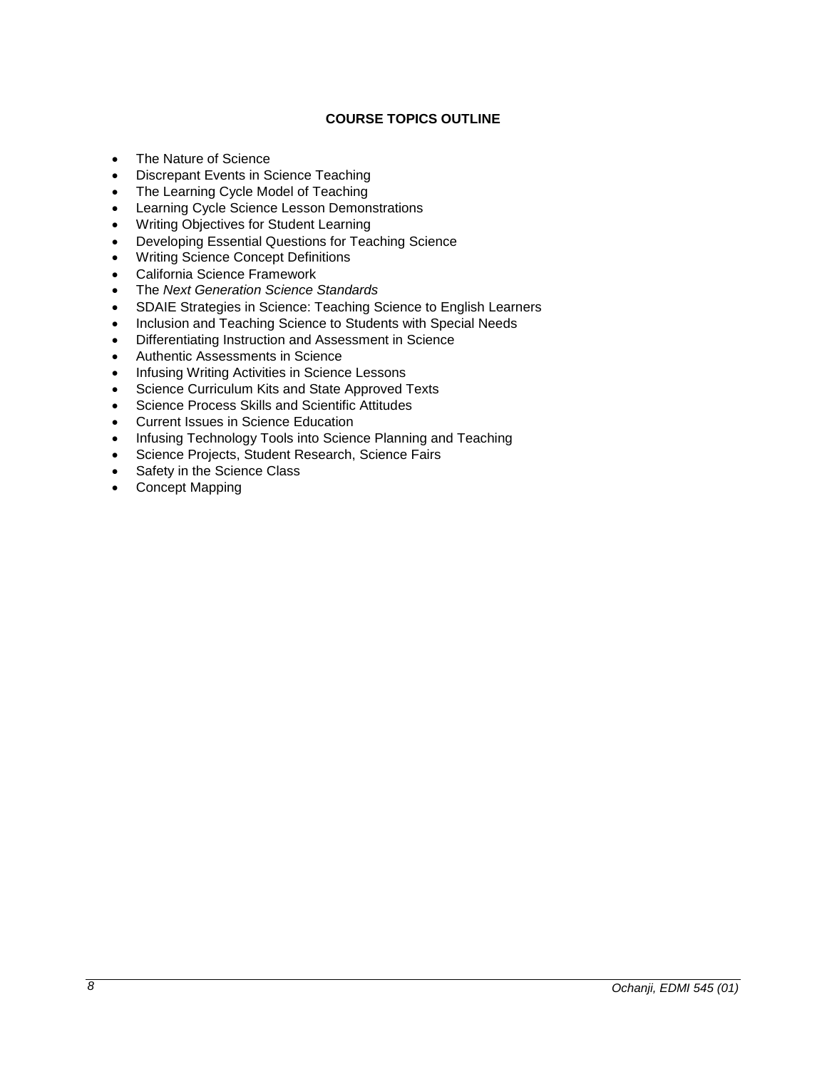## COURSE TOPICS OUTLINE

- The Nature of Science
- Discrepant Events in Science Teaching
- The Learning Cycle Model of Teaching
- Learning Cycle Science Lesson Demonstrations
- Writing Objectives for Student Learning
- Developing Essential Questions for Teaching Science
- Writing Science Concept Definitions
- California Science Framework
- The *Next Generation Science Standards*
- SDAIE Strategies in Science: Teaching Science to English Learners
- Inclusion and Teaching Science to Students with Special Needs
- Differentiating Instruction and Assessment in Science
- Authentic Assessments in Science
- Infusing Writing Activities in Science Lessons
- Science Curriculum Kits and State Approved Texts
- Science Process Skills and Scientific Attitudes
- Current Issues in Science Education
- Infusing Technology Tools into Science Planning and Teaching
- Science Projects, Student Research, Science Fairs
- Safety in the Science Class
- Concept Mapping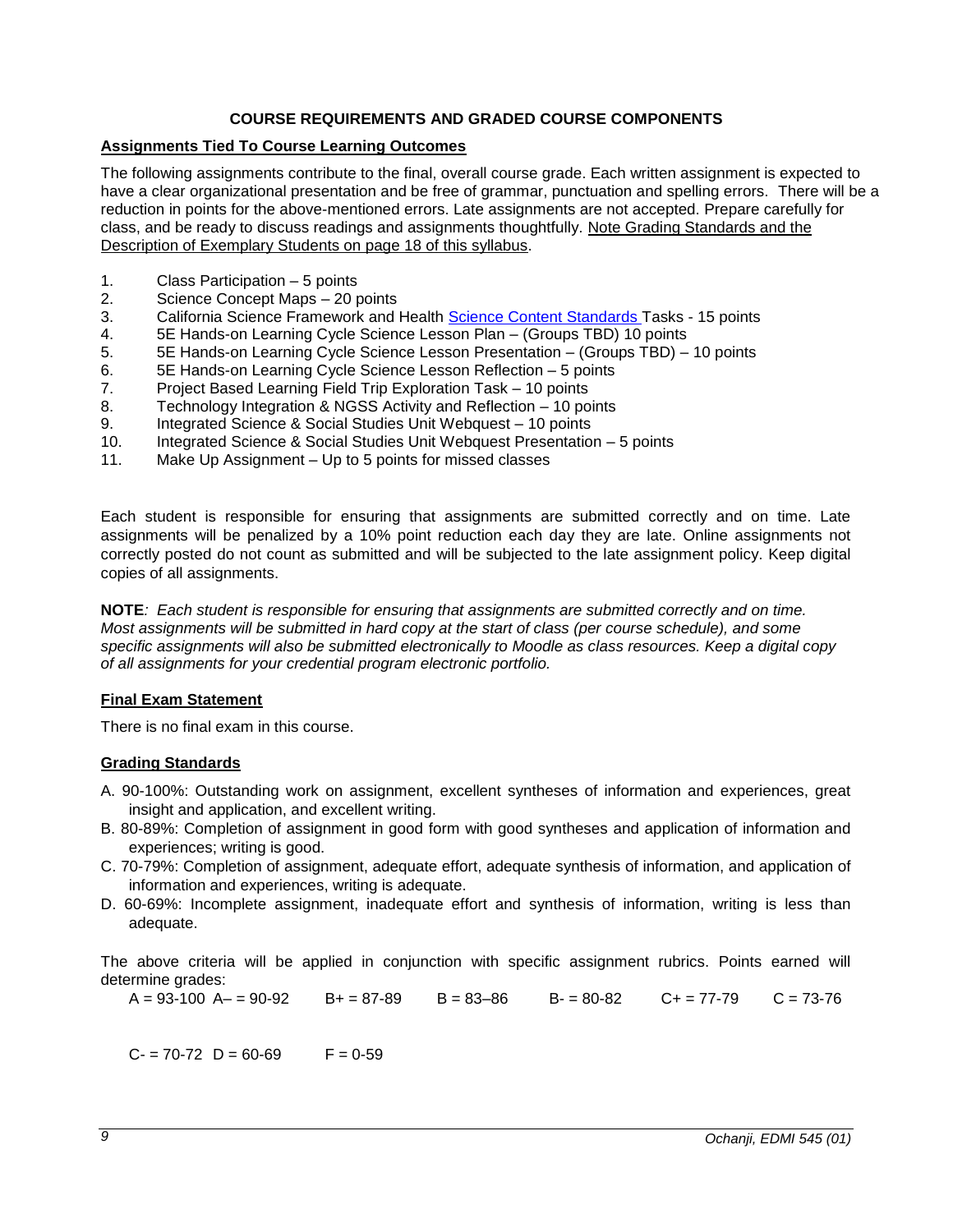## COURSE REQUIREMENTS AND GRADED COURSE COMPONENTS

### Assignments Tied To Course Learning Outcomes

The following assignments contribute to the final, overall course grade. Each written assignment is expected to have a clear organizational presentation and be free of grammar, punctuation and spelling errors. There will be a reduction in points for the above-mentioned errors. Late assignments are not accepted. Prepare carefully for class, and be ready to discuss readings and assignments thoughtfully. Note Grading Standards and the Description of Exemplary Students on page 18 of this syllabus.

1. Class Participation – 5 points
2. Science Concept Maps – 20 points
3. California Science Framework and Health Science Content Standards Tasks - 15 points
4. 5E Hands-on Learning Cycle Science Lesson Plan – (Groups TBD) 10 points
5. 5E Hands-on Learning Cycle Science Lesson Presentation – (Groups TBD) – 10 points
6. 5E Hands-on Learning Cycle Science Lesson Reflection – 5 points
7. Project Based Learning Field Trip Exploration Task – 10 points
8. Technology Integration & NGSS Activity and Reflection – 10 points
9. Integrated Science & Social Studies Unit Webquest – 10 points
10. Integrated Science & Social Studies Unit Webquest Presentation – 5 points
11. Make Up Assignment – Up to 5 points for missed classes

Each student is responsible for ensuring that assignments are submitted correctly and on time. Late assignments will be penalized by a 10% point reduction each day they are late. Online assignments not correctly posted do not count as submitted and will be subjected to the late assignment policy. Keep digital copies of all assignments.

**NOTE***: Each student is responsible for ensuring that assignments are submitted correctly and on time. Most assignments will be submitted in hard copy at the start of class (per course schedule), and some specific assignments will also be submitted electronically to Moodle as class resources. Keep a digital copy of all assignments for your credential program electronic portfolio.*

### Final Exam Statement

There is no final exam in this course.

### Grading Standards

A. 90-100%: Outstanding work on assignment, excellent syntheses of information and experiences, great insight and application, and excellent writing.

B. 80-89%: Completion of assignment in good form with good syntheses and application of information and experiences; writing is good.

C. 70-79%: Completion of assignment, adequate effort, adequate synthesis of information, and application of information and experiences, writing is adequate.

D. 60-69%: Incomplete assignment, inadequate effort and synthesis of information, writing is less than adequate.

The above criteria will be applied in conjunction with specific assignment rubrics. Points earned will determine grades:

A = 93-100 A– = 90-92 B+ = 87-89 B = 83–86 B- = 80-82 C+ = 77-79 C = 73-76

C- = 70-72 D = 60-69 F = 0-59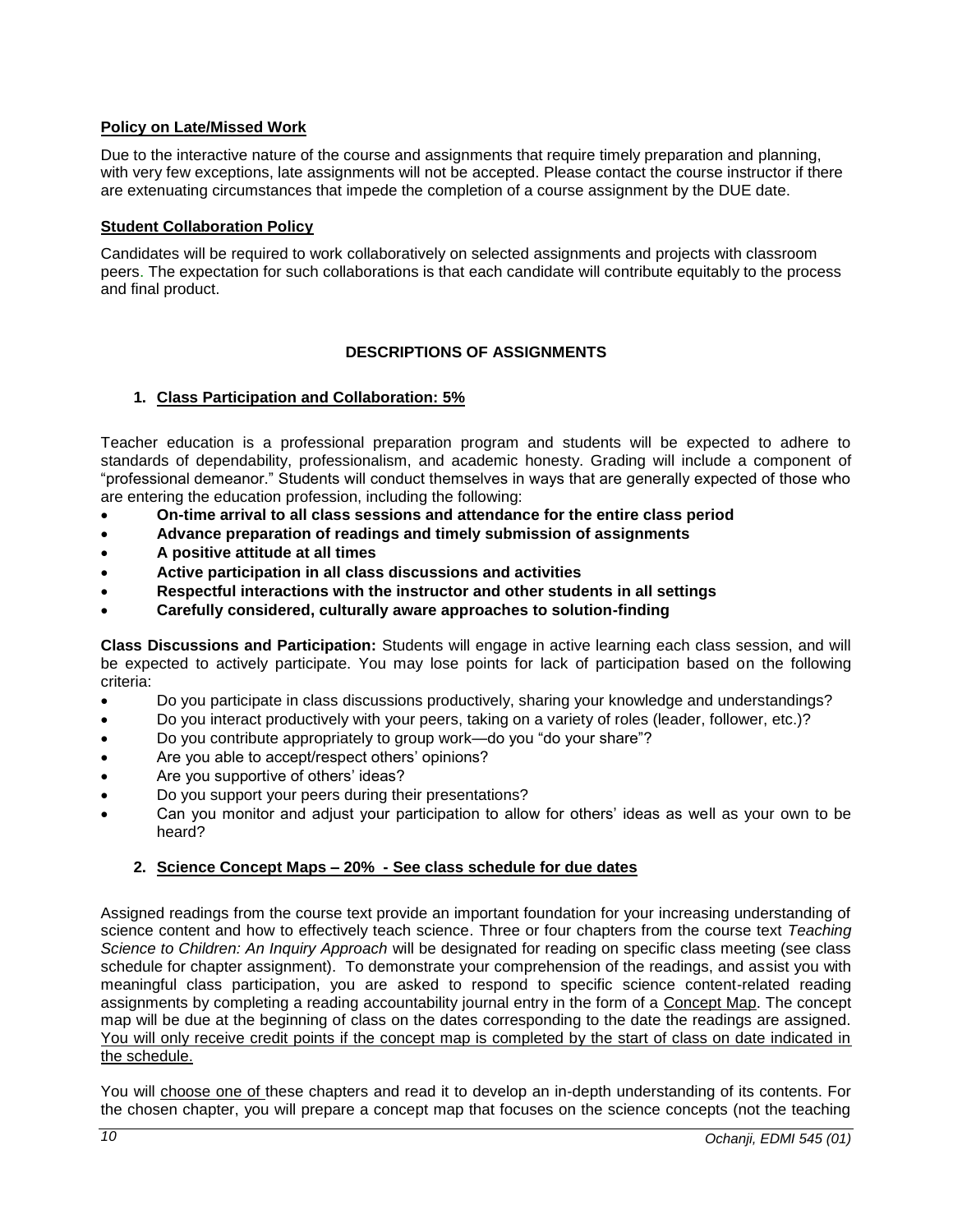**Policy on Late/Missed Work**

Due to the interactive nature of the course and assignments that require timely preparation and planning, with very few exceptions, late assignments will not be accepted. Please contact the course instructor if there are extenuating circumstances that impede the completion of a course assignment by the DUE date.

**Student Collaboration Policy**

Candidates will be required to work collaboratively on selected assignments and projects with classroom peers. The expectation for such collaborations is that each candidate will contribute equitably to the process and final product.

## DESCRIPTIONS OF ASSIGNMENTS

### 1. Class Participation and Collaboration: 5%

Teacher education is a professional preparation program and students will be expected to adhere to standards of dependability, professionalism, and academic honesty. Grading will include a component of "professional demeanor." Students will conduct themselves in ways that are generally expected of those who are entering the education profession, including the following:

- **On-time arrival to all class sessions and attendance for the entire class period**
- **Advance preparation of readings and timely submission of assignments**
- **A positive attitude at all times**
- **Active participation in all class discussions and activities**
- **Respectful interactions with the instructor and other students in all settings**
- **Carefully considered, culturally aware approaches to solution-finding**

**Class Discussions and Participation:** Students will engage in active learning each class session, and will be expected to actively participate. You may lose points for lack of participation based on the following criteria:

- Do you participate in class discussions productively, sharing your knowledge and understandings?
- Do you interact productively with your peers, taking on a variety of roles (leader, follower, etc.)?
- Do you contribute appropriately to group work—do you "do your share"?
- Are you able to accept/respect others' opinions?
- Are you supportive of others' ideas?
- Do you support your peers during their presentations?
- Can you monitor and adjust your participation to allow for others' ideas as well as your own to be heard?

### 2. Science Concept Maps – 20% - See class schedule for due dates

Assigned readings from the course text provide an important foundation for your increasing understanding of science content and how to effectively teach science. Three or four chapters from the course text *Teaching Science to Children: An Inquiry Approach* will be designated for reading on specific class meeting (see class schedule for chapter assignment). To demonstrate your comprehension of the readings, and assist you with meaningful class participation, you are asked to respond to specific science content-related reading assignments by completing a reading accountability journal entry in the form of a Concept Map. The concept map will be due at the beginning of class on the dates corresponding to the date the readings are assigned. You will only receive credit points if the concept map is completed by the start of class on date indicated in the schedule.

You will choose one of these chapters and read it to develop an in-depth understanding of its contents. For the chosen chapter, you will prepare a concept map that focuses on the science concepts (not the teaching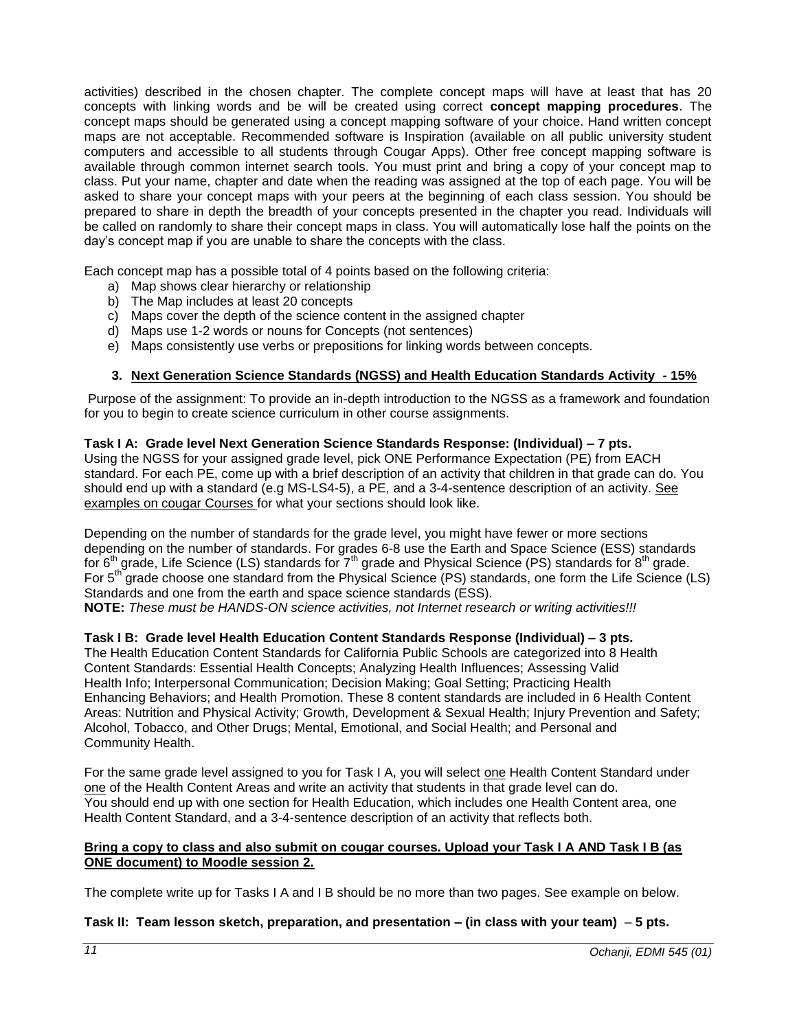activities) described in the chosen chapter. The complete concept maps will have at least that has 20 concepts with linking words and be will be created using correct **concept mapping procedures**. The concept maps should be generated using a concept mapping software of your choice. Hand written concept maps are not acceptable. Recommended software is Inspiration (available on all public university student computers and accessible to all students through Cougar Apps). Other free concept mapping software is available through common internet search tools. You must print and bring a copy of your concept map to class. Put your name, chapter and date when the reading was assigned at the top of each page. You will be asked to share your concept maps with your peers at the beginning of each class session. You should be prepared to share in depth the breadth of your concepts presented in the chapter you read. Individuals will be called on randomly to share their concept maps in class. You will automatically lose half the points on the day's concept map if you are unable to share the concepts with the class.

Each concept map has a possible total of 4 points based on the following criteria:

a) Map shows clear hierarchy or relationship
b) The Map includes at least 20 concepts
c) Maps cover the depth of the science content in the assigned chapter
d) Maps use 1-2 words or nouns for Concepts (not sentences)
e) Maps consistently use verbs or prepositions for linking words between concepts.

### 3. Next Generation Science Standards (NGSS) and Health Education Standards Activity - 15%

Purpose of the assignment: To provide an in-depth introduction to the NGSS as a framework and foundation for you to begin to create science curriculum in other course assignments.

**Task I A: Grade level Next Generation Science Standards Response: (Individual) – 7 pts.**
Using the NGSS for your assigned grade level, pick ONE Performance Expectation (PE) from EACH standard. For each PE, come up with a brief description of an activity that children in that grade can do. You should end up with a standard (e.g MS-LS4-5), a PE, and a 3-4-sentence description of an activity. See examples on cougar Courses for what your sections should look like.

Depending on the number of standards for the grade level, you might have fewer or more sections depending on the number of standards. For grades 6-8 use the Earth and Space Science (ESS) standards for 6th grade, Life Science (LS) standards for 7th grade and Physical Science (PS) standards for 8th grade. For 5th grade choose one standard from the Physical Science (PS) standards, one form the Life Science (LS) Standards and one from the earth and space science standards (ESS).

**NOTE:** *These must be HANDS-ON science activities, not Internet research or writing activities!!!*

**Task I B: Grade level Health Education Content Standards Response (Individual) – 3 pts.**
The Health Education Content Standards for California Public Schools are categorized into 8 Health Content Standards: Essential Health Concepts; Analyzing Health Influences; Assessing Valid Health Info; Interpersonal Communication; Decision Making; Goal Setting; Practicing Health Enhancing Behaviors; and Health Promotion. These 8 content standards are included in 6 Health Content Areas: Nutrition and Physical Activity; Growth, Development & Sexual Health; Injury Prevention and Safety; Alcohol, Tobacco, and Other Drugs; Mental, Emotional, and Social Health; and Personal and Community Health.

For the same grade level assigned to you for Task I A, you will select one Health Content Standard under one of the Health Content Areas and write an activity that students in that grade level can do. You should end up with one section for Health Education, which includes one Health Content area, one Health Content Standard, and a 3-4-sentence description of an activity that reflects both.

**Bring a copy to class and also submit on cougar courses. Upload your Task I A AND Task I B (as ONE document) to Moodle session 2.**

The complete write up for Tasks I A and I B should be no more than two pages. See example on below.

**Task II: Team lesson sketch, preparation, and presentation – (in class with your team) – 5 pts.**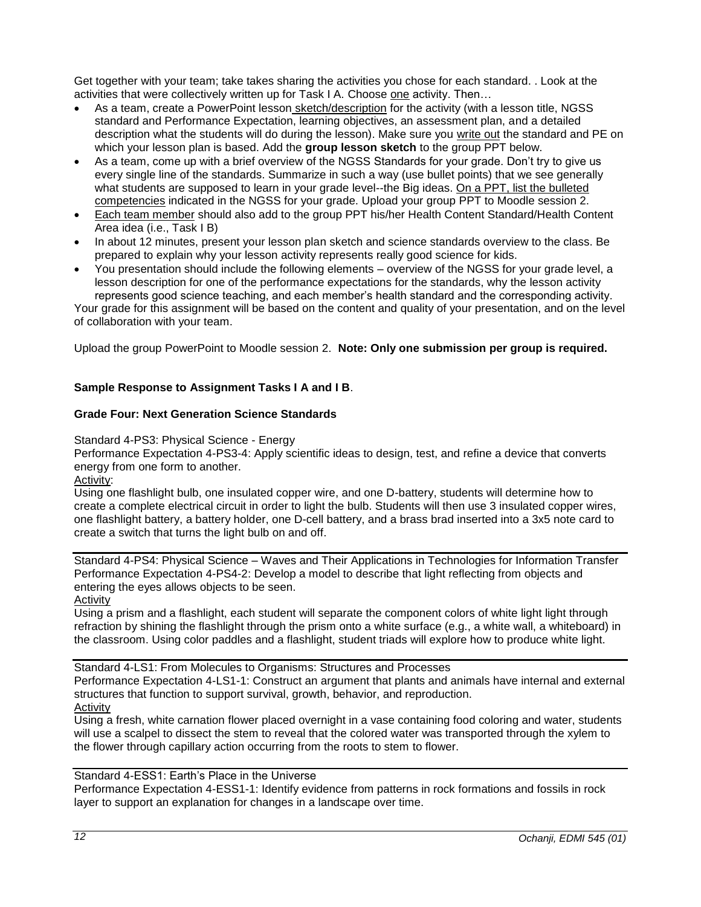Get together with your team; take takes sharing the activities you chose for each standard. . Look at the activities that were collectively written up for Task I A. Choose one activity. Then…

- As a team, create a PowerPoint lesson sketch/description for the activity (with a lesson title, NGSS standard and Performance Expectation, learning objectives, an assessment plan, and a detailed description what the students will do during the lesson). Make sure you write out the standard and PE on which your lesson plan is based. Add the **group lesson sketch** to the group PPT below.
- As a team, come up with a brief overview of the NGSS Standards for your grade. Don't try to give us every single line of the standards. Summarize in such a way (use bullet points) that we see generally what students are supposed to learn in your grade level--the Big ideas. On a PPT, list the bulleted competencies indicated in the NGSS for your grade. Upload your group PPT to Moodle session 2.
- Each team member should also add to the group PPT his/her Health Content Standard/Health Content Area idea (i.e., Task I B)
- In about 12 minutes, present your lesson plan sketch and science standards overview to the class. Be prepared to explain why your lesson activity represents really good science for kids.
- You presentation should include the following elements – overview of the NGSS for your grade level, a lesson description for one of the performance expectations for the standards, why the lesson activity represents good science teaching, and each member's health standard and the corresponding activity.

Your grade for this assignment will be based on the content and quality of your presentation, and on the level of collaboration with your team.

Upload the group PowerPoint to Moodle session 2. **Note: Only one submission per group is required.**

**Sample Response to Assignment Tasks I A and I B**.

**Grade Four: Next Generation Science Standards**

Standard 4-PS3: Physical Science - Energy
Performance Expectation 4-PS3-4: Apply scientific ideas to design, test, and refine a device that converts energy from one form to another.
Activity:
Using one flashlight bulb, one insulated copper wire, and one D-battery, students will determine how to create a complete electrical circuit in order to light the bulb. Students will then use 3 insulated copper wires, one flashlight battery, a battery holder, one D-cell battery, and a brass brad inserted into a 3x5 note card to create a switch that turns the light bulb on and off.

---

Standard 4-PS4: Physical Science – Waves and Their Applications in Technologies for Information Transfer
Performance Expectation 4-PS4-2: Develop a model to describe that light reflecting from objects and entering the eyes allows objects to be seen.
Activity
Using a prism and a flashlight, each student will separate the component colors of white light light through refraction by shining the flashlight through the prism onto a white surface (e.g., a white wall, a whiteboard) in the classroom. Using color paddles and a flashlight, student triads will explore how to produce white light.

---

Standard 4-LS1: From Molecules to Organisms: Structures and Processes
Performance Expectation 4-LS1-1: Construct an argument that plants and animals have internal and external structures that function to support survival, growth, behavior, and reproduction.
Activity
Using a fresh, white carnation flower placed overnight in a vase containing food coloring and water, students will use a scalpel to dissect the stem to reveal that the colored water was transported through the xylem to the flower through capillary action occurring from the roots to stem to flower.

---

Standard 4-ESS1: Earth's Place in the Universe
Performance Expectation 4-ESS1-1: Identify evidence from patterns in rock formations and fossils in rock layer to support an explanation for changes in a landscape over time.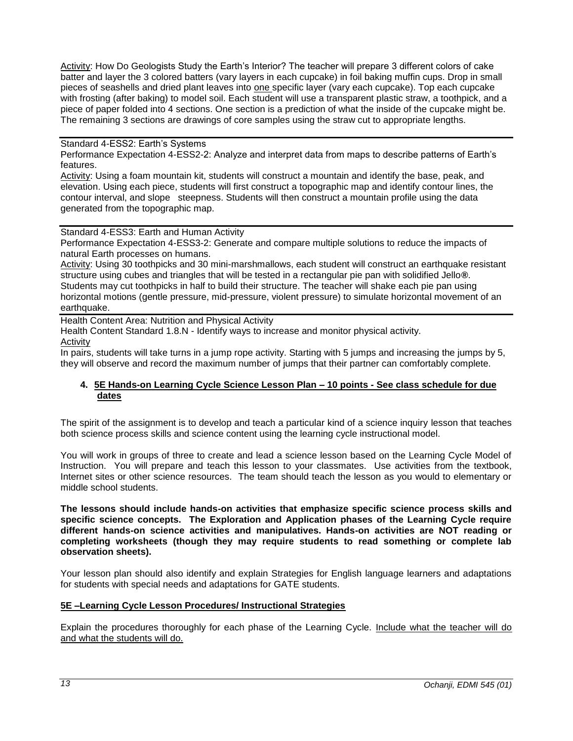Activity: How Do Geologists Study the Earth's Interior? The teacher will prepare 3 different colors of cake batter and layer the 3 colored batters (vary layers in each cupcake) in foil baking muffin cups. Drop in small pieces of seashells and dried plant leaves into one specific layer (vary each cupcake). Top each cupcake with frosting (after baking) to model soil. Each student will use a transparent plastic straw, a toothpick, and a piece of paper folded into 4 sections. One section is a prediction of what the inside of the cupcake might be. The remaining 3 sections are drawings of core samples using the straw cut to appropriate lengths.

---

Standard 4-ESS2: Earth's Systems

Performance Expectation 4-ESS2-2: Analyze and interpret data from maps to describe patterns of Earth's features.

Activity: Using a foam mountain kit, students will construct a mountain and identify the base, peak, and elevation. Using each piece, students will first construct a topographic map and identify contour lines, the contour interval, and slope steepness. Students will then construct a mountain profile using the data generated from the topographic map.

---

Standard 4-ESS3: Earth and Human Activity

Performance Expectation 4-ESS3-2: Generate and compare multiple solutions to reduce the impacts of natural Earth processes on humans.

Activity: Using 30 toothpicks and 30 mini-marshmallows, each student will construct an earthquake resistant structure using cubes and triangles that will be tested in a rectangular pie pan with solidified Jello®. Students may cut toothpicks in half to build their structure. The teacher will shake each pie pan using horizontal motions (gentle pressure, mid-pressure, violent pressure) to simulate horizontal movement of an earthquake.

---

Health Content Area: Nutrition and Physical Activity

Health Content Standard 1.8.N - Identify ways to increase and monitor physical activity.

Activity

In pairs, students will take turns in a jump rope activity. Starting with 5 jumps and increasing the jumps by 5, they will observe and record the maximum number of jumps that their partner can comfortably complete.

#### 4. 5E Hands-on Learning Cycle Science Lesson Plan – 10 points - See class schedule for due dates

The spirit of the assignment is to develop and teach a particular kind of a science inquiry lesson that teaches both science process skills and science content using the learning cycle instructional model.

You will work in groups of three to create and lead a science lesson based on the Learning Cycle Model of Instruction. You will prepare and teach this lesson to your classmates. Use activities from the textbook, Internet sites or other science resources. The team should teach the lesson as you would to elementary or middle school students.

**The lessons should include hands-on activities that emphasize specific science process skills and specific science concepts. The Exploration and Application phases of the Learning Cycle require different hands-on science activities and manipulatives. Hands-on activities are NOT reading or completing worksheets (though they may require students to read something or complete lab observation sheets).**

Your lesson plan should also identify and explain Strategies for English language learners and adaptations for students with special needs and adaptations for GATE students.

**5E –Learning Cycle Lesson Procedures/ Instructional Strategies**

Explain the procedures thoroughly for each phase of the Learning Cycle. Include what the teacher will do and what the students will do.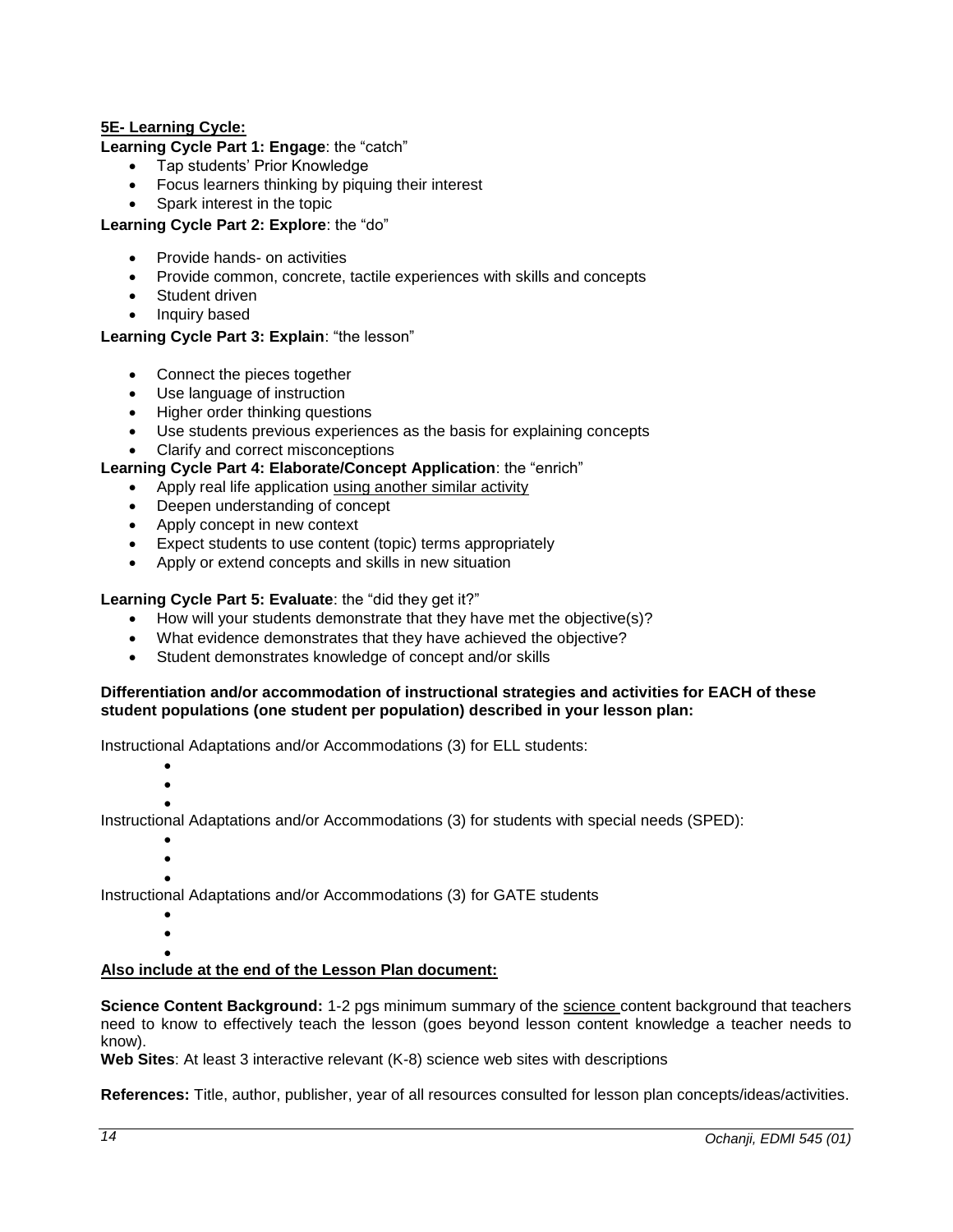**5E- Learning Cycle:**

**Learning Cycle Part 1: Engage**: the "catch"

- Tap students' Prior Knowledge
- Focus learners thinking by piquing their interest
- Spark interest in the topic

**Learning Cycle Part 2: Explore**: the "do"

- Provide hands- on activities
- Provide common, concrete, tactile experiences with skills and concepts
- Student driven
- Inquiry based

**Learning Cycle Part 3: Explain**: "the lesson"

- Connect the pieces together
- Use language of instruction
- Higher order thinking questions
- Use students previous experiences as the basis for explaining concepts
- Clarify and correct misconceptions

**Learning Cycle Part 4: Elaborate/Concept Application**: the "enrich"

- Apply real life application using another similar activity
- Deepen understanding of concept
- Apply concept in new context
- Expect students to use content (topic) terms appropriately
- Apply or extend concepts and skills in new situation

**Learning Cycle Part 5: Evaluate**: the "did they get it?"

- How will your students demonstrate that they have met the objective(s)?
- What evidence demonstrates that they have achieved the objective?
- Student demonstrates knowledge of concept and/or skills

**Differentiation and/or accommodation of instructional strategies and activities for EACH of these student populations (one student per population) described in your lesson plan:**

Instructional Adaptations and/or Accommodations (3) for ELL students:

- 
- 
- 

Instructional Adaptations and/or Accommodations (3) for students with special needs (SPED):

- 
- 
- 

Instructional Adaptations and/or Accommodations (3) for GATE students

- 
- 
- 

**Also include at the end of the Lesson Plan document:**

**Science Content Background:** 1-2 pgs minimum summary of the science content background that teachers need to know to effectively teach the lesson (goes beyond lesson content knowledge a teacher needs to know).

**Web Sites**: At least 3 interactive relevant (K-8) science web sites with descriptions

**References:** Title, author, publisher, year of all resources consulted for lesson plan concepts/ideas/activities.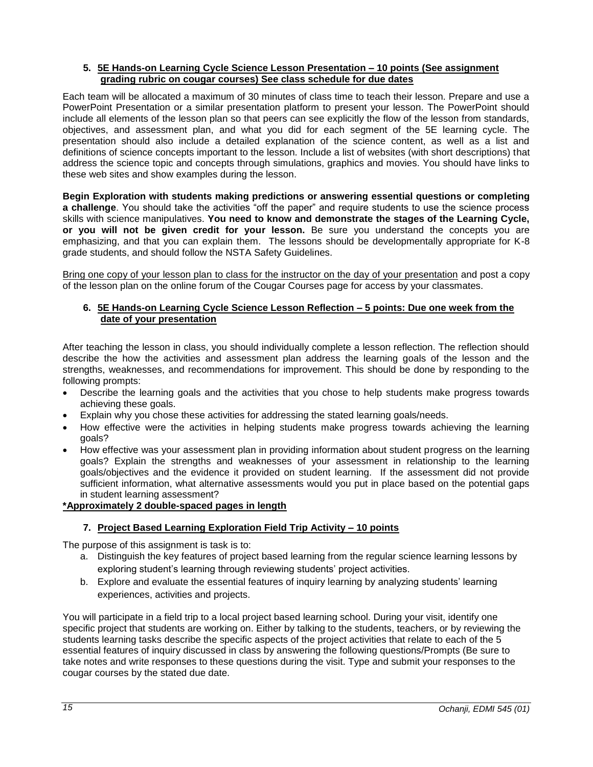### 5. 5E Hands-on Learning Cycle Science Lesson Presentation – 10 points (See assignment grading rubric on cougar courses) See class schedule for due dates

Each team will be allocated a maximum of 30 minutes of class time to teach their lesson. Prepare and use a PowerPoint Presentation or a similar presentation platform to present your lesson. The PowerPoint should include all elements of the lesson plan so that peers can see explicitly the flow of the lesson from standards, objectives, and assessment plan, and what you did for each segment of the 5E learning cycle. The presentation should also include a detailed explanation of the science content, as well as a list and definitions of science concepts important to the lesson. Include a list of websites (with short descriptions) that address the science topic and concepts through simulations, graphics and movies. You should have links to these web sites and show examples during the lesson.

**Begin Exploration with students making predictions or answering essential questions or completing a challenge**. You should take the activities "off the paper" and require students to use the science process skills with science manipulatives. **You need to know and demonstrate the stages of the Learning Cycle, or you will not be given credit for your lesson.** Be sure you understand the concepts you are emphasizing, and that you can explain them. The lessons should be developmentally appropriate for K-8 grade students, and should follow the NSTA Safety Guidelines.

Bring one copy of your lesson plan to class for the instructor on the day of your presentation and post a copy of the lesson plan on the online forum of the Cougar Courses page for access by your classmates.

### 6. 5E Hands-on Learning Cycle Science Lesson Reflection – 5 points: Due one week from the date of your presentation

After teaching the lesson in class, you should individually complete a lesson reflection. The reflection should describe the how the activities and assessment plan address the learning goals of the lesson and the strengths, weaknesses, and recommendations for improvement. This should be done by responding to the following prompts:

- Describe the learning goals and the activities that you chose to help students make progress towards achieving these goals.
- Explain why you chose these activities for addressing the stated learning goals/needs.
- How effective were the activities in helping students make progress towards achieving the learning goals?
- How effective was your assessment plan in providing information about student progress on the learning goals? Explain the strengths and weaknesses of your assessment in relationship to the learning goals/objectives and the evidence it provided on student learning. If the assessment did not provide sufficient information, what alternative assessments would you put in place based on the potential gaps in student learning assessment?

**\*Approximately 2 double-spaced pages in length**

### 7. Project Based Learning Exploration Field Trip Activity – 10 points

The purpose of this assignment is task is to:

a. Distinguish the key features of project based learning from the regular science learning lessons by exploring student's learning through reviewing students' project activities.
b. Explore and evaluate the essential features of inquiry learning by analyzing students' learning experiences, activities and projects.

You will participate in a field trip to a local project based learning school. During your visit, identify one specific project that students are working on. Either by talking to the students, teachers, or by reviewing the students learning tasks describe the specific aspects of the project activities that relate to each of the 5 essential features of inquiry discussed in class by answering the following questions/Prompts (Be sure to take notes and write responses to these questions during the visit. Type and submit your responses to the cougar courses by the stated due date.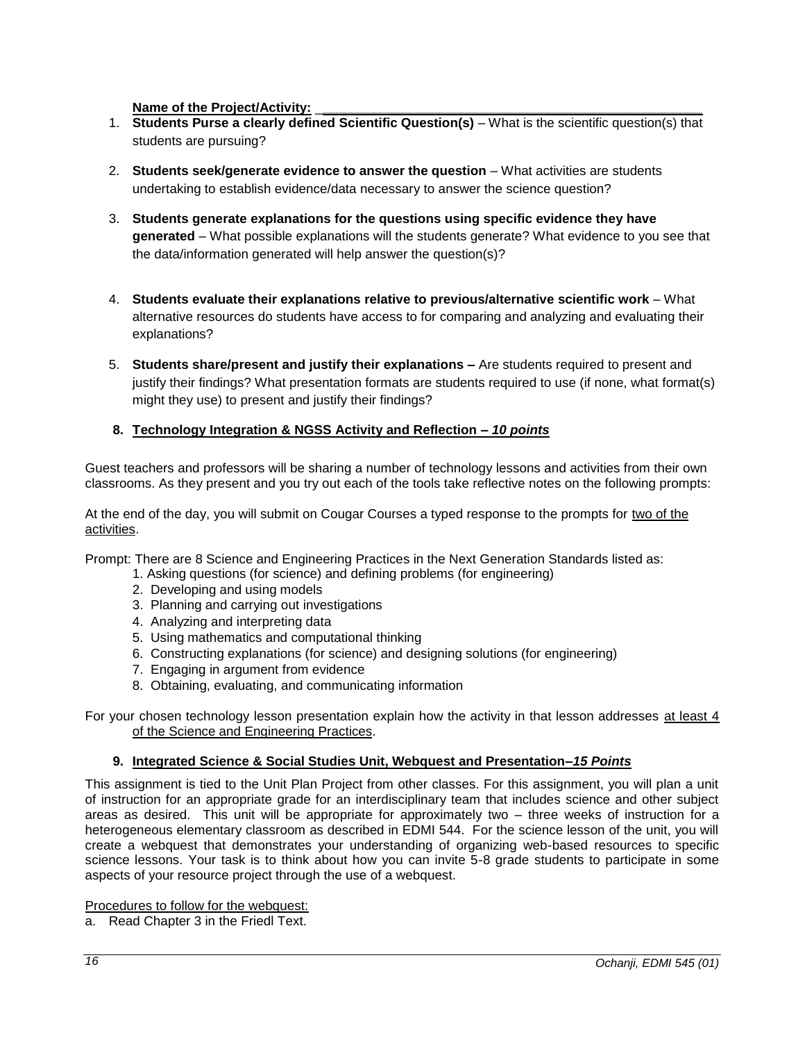**Name of the Project/Activity:** _______________________________________________

1. **Students Purse a clearly defined Scientific Question(s)** – What is the scientific question(s) that students are pursuing?

2. **Students seek/generate evidence to answer the question** – What activities are students undertaking to establish evidence/data necessary to answer the science question?

3. **Students generate explanations for the questions using specific evidence they have generated** – What possible explanations will the students generate? What evidence to you see that the data/information generated will help answer the question(s)?

4. **Students evaluate their explanations relative to previous/alternative scientific work** – What alternative resources do students have access to for comparing and analyzing and evaluating their explanations?

5. **Students share/present and justify their explanations –** Are students required to present and justify their findings? What presentation formats are students required to use (if none, what format(s) might they use) to present and justify their findings?

### 8. Technology Integration & NGSS Activity and Reflection – *10 points*

Guest teachers and professors will be sharing a number of technology lessons and activities from their own classrooms. As they present and you try out each of the tools take reflective notes on the following prompts:

At the end of the day, you will submit on Cougar Courses a typed response to the prompts for two of the activities.

Prompt: There are 8 Science and Engineering Practices in the Next Generation Standards listed as:

1. Asking questions (for science) and defining problems (for engineering)
2. Developing and using models
3. Planning and carrying out investigations
4. Analyzing and interpreting data
5. Using mathematics and computational thinking
6. Constructing explanations (for science) and designing solutions (for engineering)
7. Engaging in argument from evidence
8. Obtaining, evaluating, and communicating information

For your chosen technology lesson presentation explain how the activity in that lesson addresses at least 4 of the Science and Engineering Practices.

### 9. Integrated Science & Social Studies Unit, Webquest and Presentation–*15 Points*

This assignment is tied to the Unit Plan Project from other classes. For this assignment, you will plan a unit of instruction for an appropriate grade for an interdisciplinary team that includes science and other subject areas as desired. This unit will be appropriate for approximately two – three weeks of instruction for a heterogeneous elementary classroom as described in EDMI 544. For the science lesson of the unit, you will create a webquest that demonstrates your understanding of organizing web-based resources to specific science lessons. Your task is to think about how you can invite 5-8 grade students to participate in some aspects of your resource project through the use of a webquest.

Procedures to follow for the webquest:

a. Read Chapter 3 in the Friedl Text.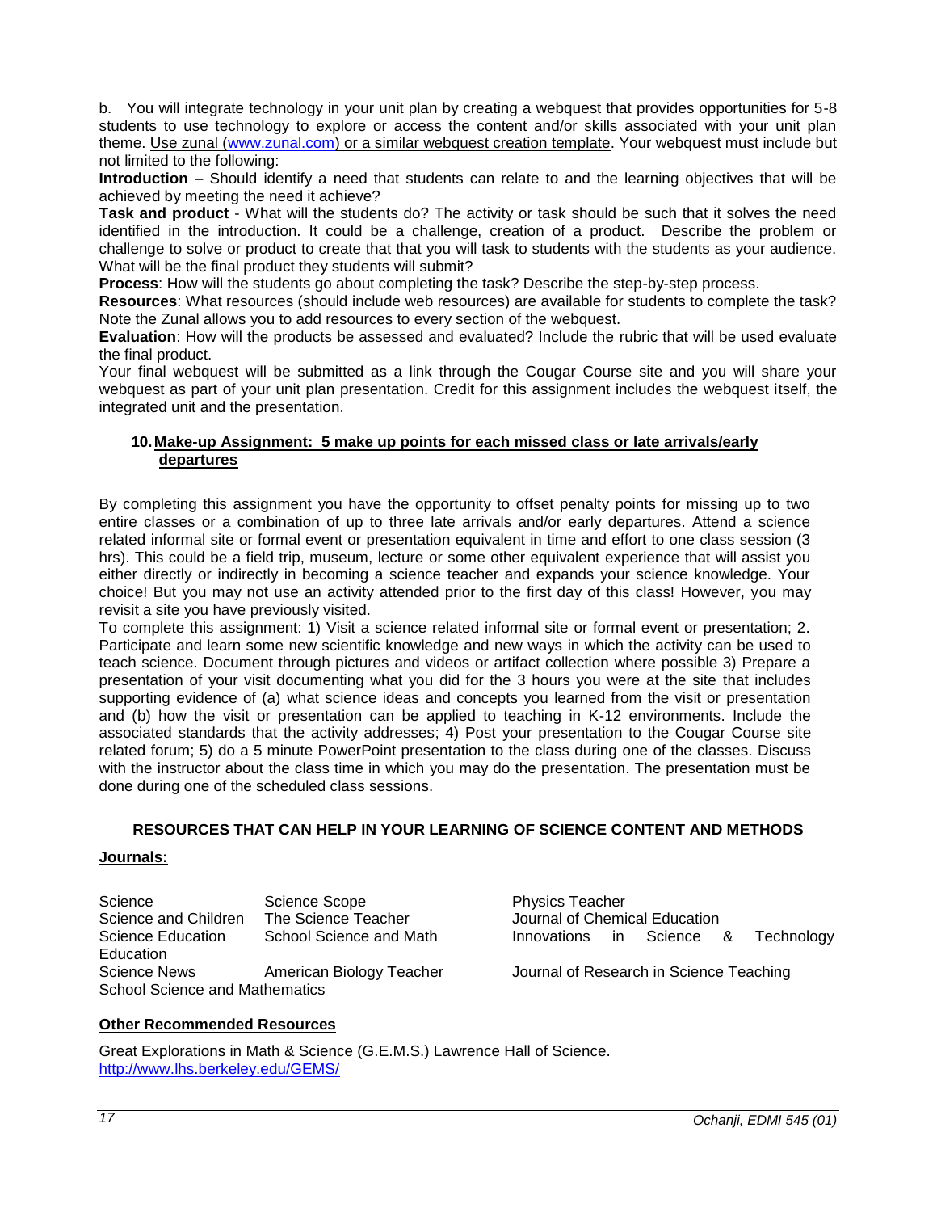b. You will integrate technology in your unit plan by creating a webquest that provides opportunities for 5-8 students to use technology to explore or access the content and/or skills associated with your unit plan theme. Use zunal (www.zunal.com) or a similar webquest creation template. Your webquest must include but not limited to the following:

**Introduction** – Should identify a need that students can relate to and the learning objectives that will be achieved by meeting the need it achieve?

**Task and product** - What will the students do? The activity or task should be such that it solves the need identified in the introduction. It could be a challenge, creation of a product. Describe the problem or challenge to solve or product to create that that you will task to students with the students as your audience. What will be the final product they students will submit?

**Process**: How will the students go about completing the task? Describe the step-by-step process.

**Resources**: What resources (should include web resources) are available for students to complete the task? Note the Zunal allows you to add resources to every section of the webquest.

**Evaluation**: How will the products be assessed and evaluated? Include the rubric that will be used evaluate the final product.

Your final webquest will be submitted as a link through the Cougar Course site and you will share your webquest as part of your unit plan presentation. Credit for this assignment includes the webquest itself, the integrated unit and the presentation.

**10. Make-up Assignment: 5 make up points for each missed class or late arrivals/early departures**

By completing this assignment you have the opportunity to offset penalty points for missing up to two entire classes or a combination of up to three late arrivals and/or early departures. Attend a science related informal site or formal event or presentation equivalent in time and effort to one class session (3 hrs). This could be a field trip, museum, lecture or some other equivalent experience that will assist you either directly or indirectly in becoming a science teacher and expands your science knowledge. Your choice! But you may not use an activity attended prior to the first day of this class! However, you may revisit a site you have previously visited.

To complete this assignment: 1) Visit a science related informal site or formal event or presentation; 2. Participate and learn some new scientific knowledge and new ways in which the activity can be used to teach science. Document through pictures and videos or artifact collection where possible 3) Prepare a presentation of your visit documenting what you did for the 3 hours you were at the site that includes supporting evidence of (a) what science ideas and concepts you learned from the visit or presentation and (b) how the visit or presentation can be applied to teaching in K-12 environments. Include the associated standards that the activity addresses; 4) Post your presentation to the Cougar Course site related forum; 5) do a 5 minute PowerPoint presentation to the class during one of the classes. Discuss with the instructor about the class time in which you may do the presentation. The presentation must be done during one of the scheduled class sessions.

## RESOURCES THAT CAN HELP IN YOUR LEARNING OF SCIENCE CONTENT AND METHODS

**Journals:**

| | | |
|---|---|---|
| Science | Science Scope | Physics Teacher |
| Science and Children | The Science Teacher | Journal of Chemical Education |
| Science Education | School Science and Math Education | Innovations in Science & Technology |
| Science News | American Biology Teacher | Journal of Research in Science Teaching |
| School Science and Mathematics | | |

**Other Recommended Resources**

Great Explorations in Math & Science (G.E.M.S.) Lawrence Hall of Science.
http://www.lhs.berkeley.edu/GEMS/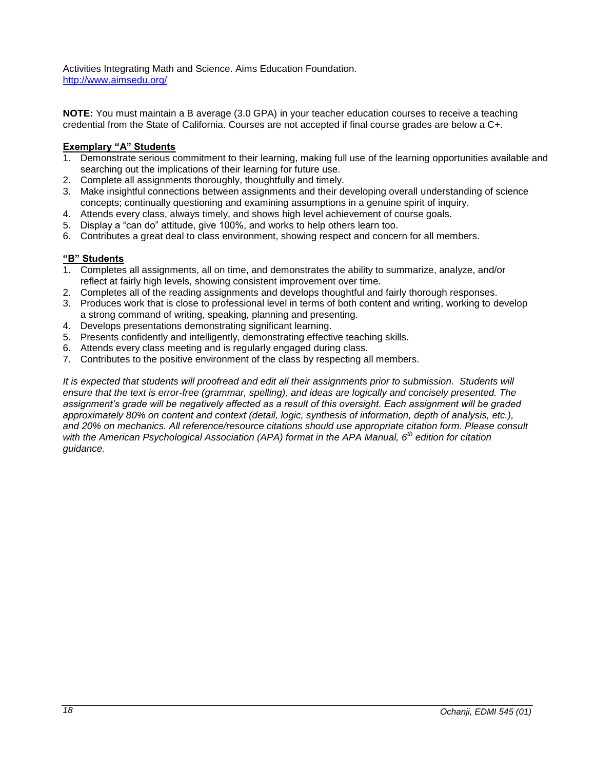Activities Integrating Math and Science. Aims Education Foundation. http://www.aimsedu.org/

**NOTE:** You must maintain a B average (3.0 GPA) in your teacher education courses to receive a teaching credential from the State of California. Courses are not accepted if final course grades are below a C+.

**Exemplary "A" Students**

1. Demonstrate serious commitment to their learning, making full use of the learning opportunities available and searching out the implications of their learning for future use.
2. Complete all assignments thoroughly, thoughtfully and timely.
3. Make insightful connections between assignments and their developing overall understanding of science concepts; continually questioning and examining assumptions in a genuine spirit of inquiry.
4. Attends every class, always timely, and shows high level achievement of course goals.
5. Display a "can do" attitude, give 100%, and works to help others learn too.
6. Contributes a great deal to class environment, showing respect and concern for all members.

**"B" Students**

1. Completes all assignments, all on time, and demonstrates the ability to summarize, analyze, and/or reflect at fairly high levels, showing consistent improvement over time.
2. Completes all of the reading assignments and develops thoughtful and fairly thorough responses.
3. Produces work that is close to professional level in terms of both content and writing, working to develop a strong command of writing, speaking, planning and presenting.
4. Develops presentations demonstrating significant learning.
5. Presents confidently and intelligently, demonstrating effective teaching skills.
6. Attends every class meeting and is regularly engaged during class.
7. Contributes to the positive environment of the class by respecting all members.

*It is expected that students will proofread and edit all their assignments prior to submission. Students will ensure that the text is error-free (grammar, spelling), and ideas are logically and concisely presented. The assignment's grade will be negatively affected as a result of this oversight. Each assignment will be graded approximately 80% on content and context (detail, logic, synthesis of information, depth of analysis, etc.), and 20% on mechanics. All reference/resource citations should use appropriate citation form. Please consult with the American Psychological Association (APA) format in the APA Manual, 6th edition for citation guidance.*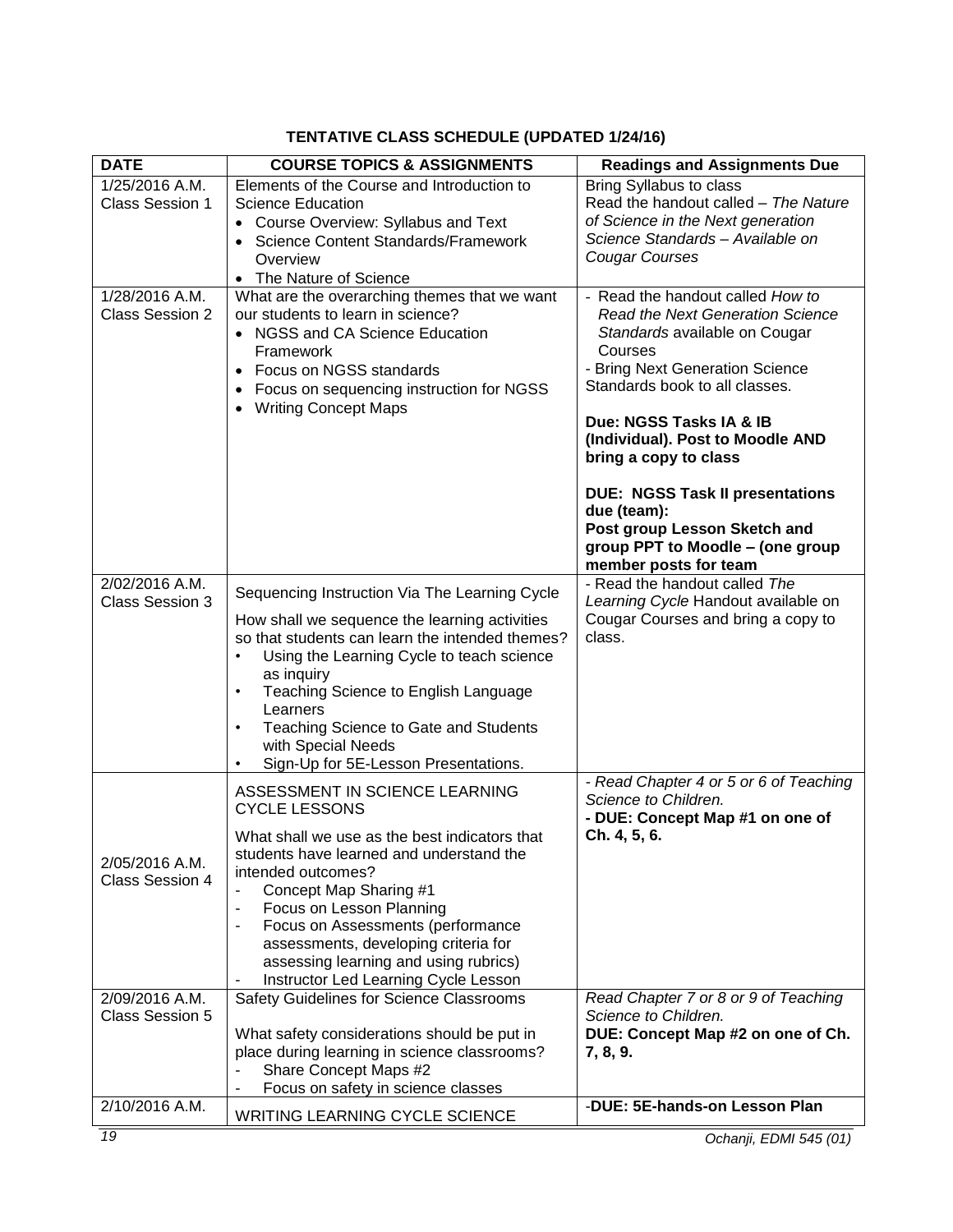# TENTATIVE CLASS SCHEDULE (UPDATED 1/24/16)

| DATE | COURSE TOPICS & ASSIGNMENTS | Readings and Assignments Due |
|---|---|---|
| 1/25/2016 A.M.<br>Class Session 1 | Elements of the Course and Introduction to Science Education<br>• Course Overview: Syllabus and Text<br>• Science Content Standards/Framework Overview<br>• The Nature of Science | Bring Syllabus to class<br>Read the handout called – *The Nature of Science in the Next generation Science Standards – Available on Cougar Courses* |
| 1/28/2016 A.M.<br>Class Session 2 | What are the overarching themes that we want our students to learn in science?<br>• NGSS and CA Science Education Framework<br>• Focus on NGSS standards<br>• Focus on sequencing instruction for NGSS<br>• Writing Concept Maps | - Read the handout called *How to Read the Next Generation Science Standards* available on Cougar Courses<br>- Bring Next Generation Science Standards book to all classes.<br><br>**Due: NGSS Tasks IA & IB (Individual). Post to Moodle AND bring a copy to class**<br><br>**DUE: NGSS Task II presentations due (team):**<br>**Post group Lesson Sketch and group PPT to Moodle – (one group member posts for team** |
| 2/02/2016 A.M.<br>Class Session 3 | Sequencing Instruction Via The Learning Cycle<br><br>How shall we sequence the learning activities so that students can learn the intended themes?<br>• Using the Learning Cycle to teach science as inquiry<br>• Teaching Science to English Language Learners<br>• Teaching Science to Gate and Students with Special Needs<br>• Sign-Up for 5E-Lesson Presentations. | - Read the handout called *The Learning Cycle* Handout available on Cougar Courses and bring a copy to class. |
| 2/05/2016 A.M.<br>Class Session 4 | ASSESSMENT IN SCIENCE LEARNING CYCLE LESSONS<br><br>What shall we use as the best indicators that students have learned and understand the intended outcomes?<br>- Concept Map Sharing #1<br>- Focus on Lesson Planning<br>- Focus on Assessments (performance assessments, developing criteria for assessing learning and using rubrics)<br>- Instructor Led Learning Cycle Lesson | *- Read Chapter 4 or 5 or 6 of Teaching Science to Children.*<br>**- DUE: Concept Map #1 on one of Ch. 4, 5, 6.** |
| 2/09/2016 A.M.<br>Class Session 5 | Safety Guidelines for Science Classrooms<br><br>What safety considerations should be put in place during learning in science classrooms?<br>- Share Concept Maps #2<br>- Focus on safety in science classes | *Read Chapter 7 or 8 or 9 of Teaching Science to Children.*<br>**DUE: Concept Map #2 on one of Ch. 7, 8, 9.** |
| 2/10/2016 A.M. | WRITING LEARNING CYCLE SCIENCE | -**DUE: 5E-hands-on Lesson Plan** |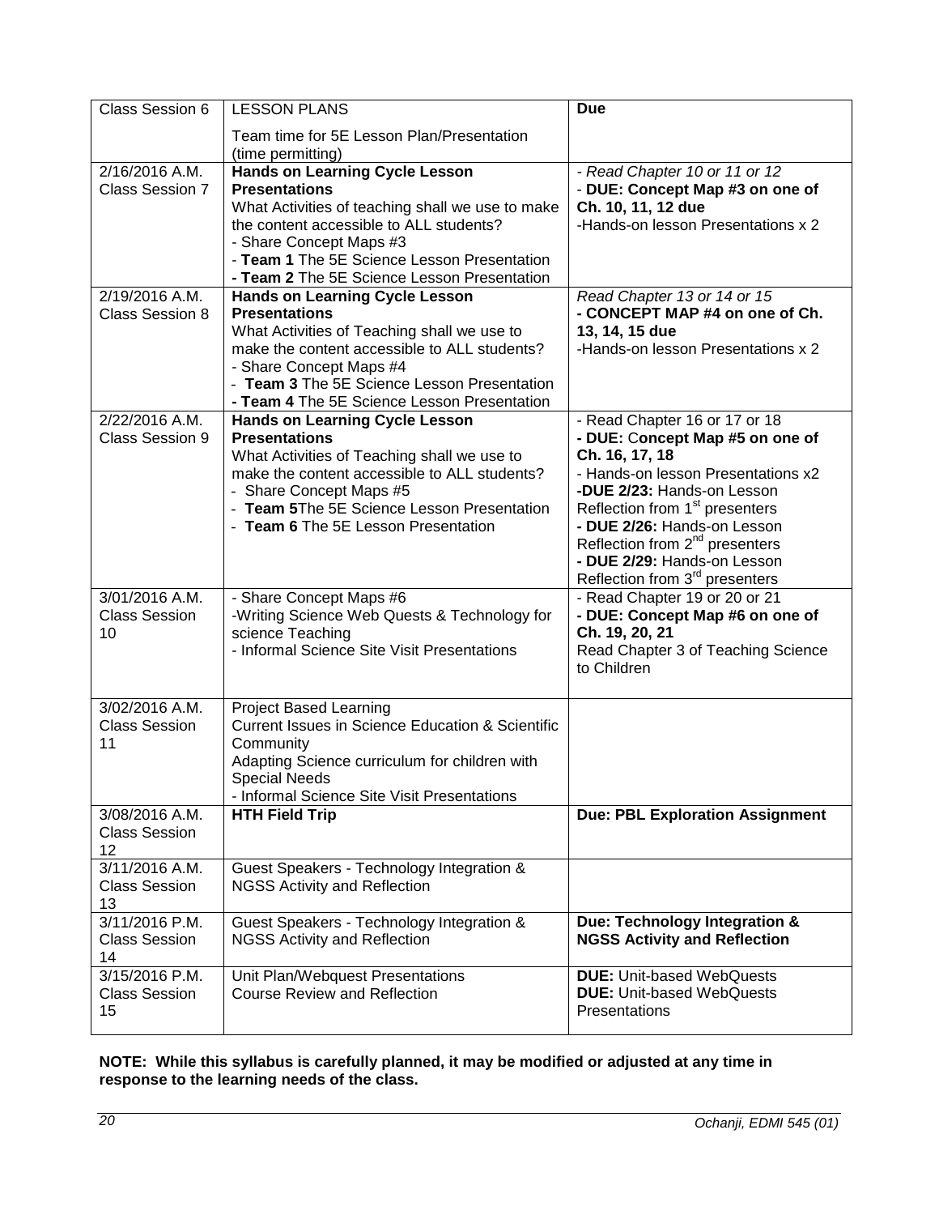| Class Session 6 | LESSON PLANS<br><br>Team time for 5E Lesson Plan/Presentation (time permitting) | **Due** |
|---|---|---|
| 2/16/2016 A.M.<br>Class Session 7 | **Hands on Learning Cycle Lesson Presentations**<br>What Activities of teaching shall we use to make the content accessible to ALL students?<br>- Share Concept Maps #3<br>- **Team 1** The 5E Science Lesson Presentation<br>**- Team 2** The 5E Science Lesson Presentation | *- Read Chapter 10 or 11 or 12*<br>- **DUE: Concept Map #3 on one of Ch. 10, 11, 12 due**<br>-Hands-on lesson Presentations x 2 |
| 2/19/2016 A.M.<br>Class Session 8 | **Hands on Learning Cycle Lesson Presentations**<br>What Activities of Teaching shall we use to make the content accessible to ALL students?<br>- Share Concept Maps #4<br>- **Team 3** The 5E Science Lesson Presentation<br>**- Team 4** The 5E Science Lesson Presentation | *Read Chapter 13 or 14 or 15*<br>**- CONCEPT MAP #4 on one of Ch. 13, 14, 15 due**<br>-Hands-on lesson Presentations x 2 |
| 2/22/2016 A.M.<br>Class Session 9 | **Hands on Learning Cycle Lesson Presentations**<br>What Activities of Teaching shall we use to make the content accessible to ALL students?<br>- Share Concept Maps #5<br>- **Team 5**The 5E Science Lesson Presentation<br>- **Team 6** The 5E Lesson Presentation | - Read Chapter 16 or 17 or 18<br>**- DUE: Concept Map #5 on one of Ch. 16, 17, 18**<br>- Hands-on lesson Presentations x2<br>**-DUE 2/23:** Hands-on Lesson Reflection from 1st presenters<br>**- DUE 2/26:** Hands-on Lesson Reflection from 2nd presenters<br>**- DUE 2/29:** Hands-on Lesson Reflection from 3rd presenters |
| 3/01/2016 A.M.<br>Class Session 10 | - Share Concept Maps #6<br>-Writing Science Web Quests & Technology for science Teaching<br>- Informal Science Site Visit Presentations | - Read Chapter 19 or 20 or 21<br>**- DUE: Concept Map #6 on one of Ch. 19, 20, 21**<br>Read Chapter 3 of Teaching Science to Children |
| 3/02/2016 A.M.<br>Class Session 11 | Project Based Learning<br>Current Issues in Science Education & Scientific Community<br>Adapting Science curriculum for children with Special Needs<br>- Informal Science Site Visit Presentations | |
| 3/08/2016 A.M.<br>Class Session 12 | **HTH Field Trip** | **Due: PBL Exploration Assignment** |
| 3/11/2016 A.M.<br>Class Session 13 | Guest Speakers - Technology Integration & NGSS Activity and Reflection | |
| 3/11/2016 P.M.<br>Class Session 14 | Guest Speakers - Technology Integration & NGSS Activity and Reflection | **Due: Technology Integration & NGSS Activity and Reflection** |
| 3/15/2016 P.M.<br>Class Session 15 | Unit Plan/Webquest Presentations<br>Course Review and Reflection | **DUE:** Unit-based WebQuests<br>**DUE:** Unit-based WebQuests Presentations |

**NOTE: While this syllabus is carefully planned, it may be modified or adjusted at any time in response to the learning needs of the class.**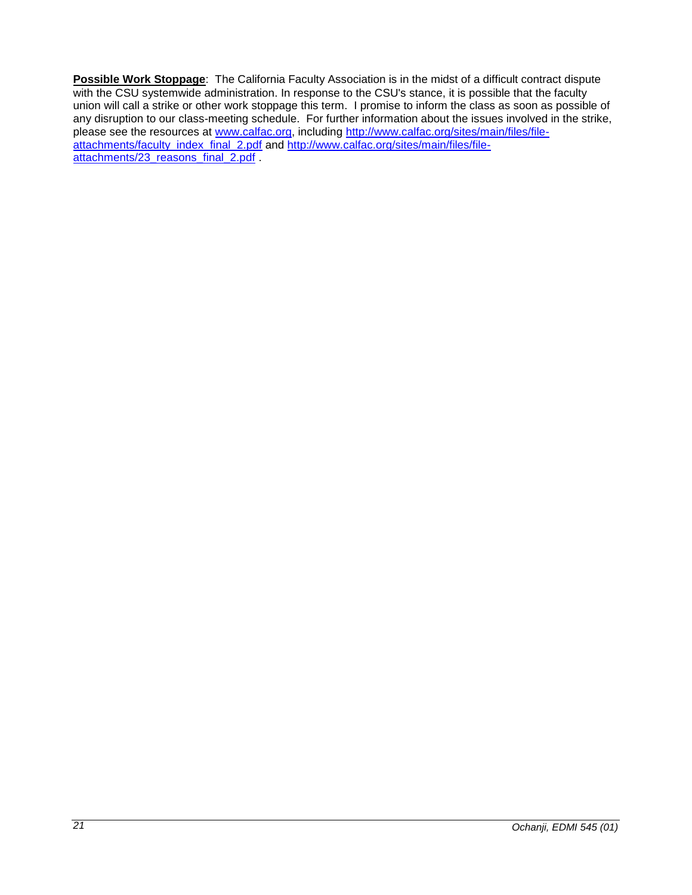**Possible Work Stoppage**: The California Faculty Association is in the midst of a difficult contract dispute with the CSU systemwide administration. In response to the CSU's stance, it is possible that the faculty union will call a strike or other work stoppage this term. I promise to inform the class as soon as possible of any disruption to our class-meeting schedule. For further information about the issues involved in the strike, please see the resources at [www.calfac.org](www.calfac.org), including [http://www.calfac.org/sites/main/files/file-attachments/faculty_index_final_2.pdf](http://www.calfac.org/sites/main/files/file-attachments/faculty_index_final_2.pdf) and [http://www.calfac.org/sites/main/files/file-attachments/23_reasons_final_2.pdf](http://www.calfac.org/sites/main/files/file-attachments/23_reasons_final_2.pdf) .